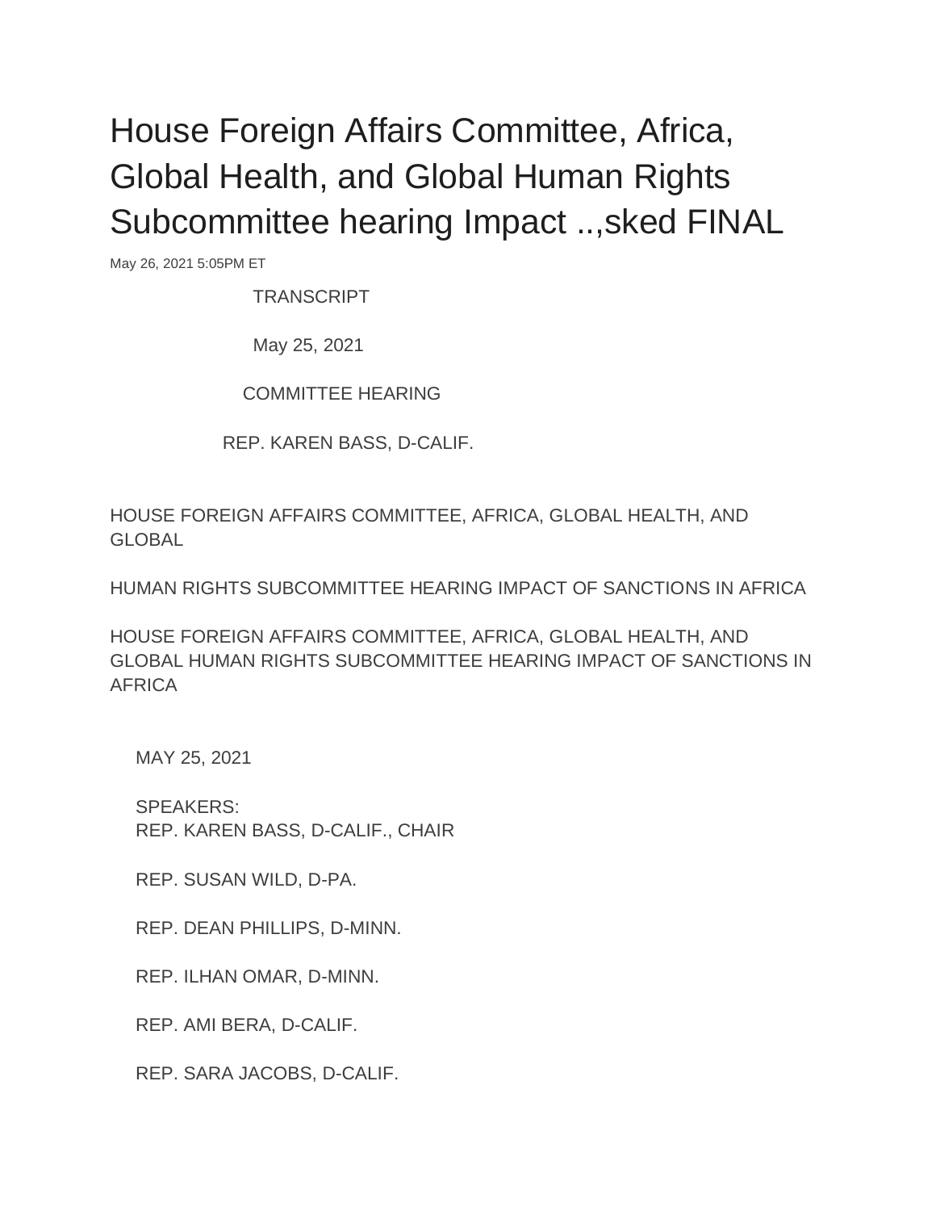# House Foreign Affairs Committee, Africa, Global Health, and Global Human Rights Subcommittee hearing Impact ..,sked FINAL

May 26, 2021 5:05PM ET

TRANSCRIPT

May 25, 2021

COMMITTEE HEARING

REP. KAREN BASS, D-CALIF.

HOUSE FOREIGN AFFAIRS COMMITTEE, AFRICA, GLOBAL HEALTH, AND GLOBAL

HUMAN RIGHTS SUBCOMMITTEE HEARING IMPACT OF SANCTIONS IN AFRICA

HOUSE FOREIGN AFFAIRS COMMITTEE, AFRICA, GLOBAL HEALTH, AND GLOBAL HUMAN RIGHTS SUBCOMMITTEE HEARING IMPACT OF SANCTIONS IN AFRICA

MAY 25, 2021

SPEAKERS:
REP. KAREN BASS, D-CALIF., CHAIR

REP. SUSAN WILD, D-PA.

REP. DEAN PHILLIPS, D-MINN.

REP. ILHAN OMAR, D-MINN.

REP. AMI BERA, D-CALIF.

REP. SARA JACOBS, D-CALIF.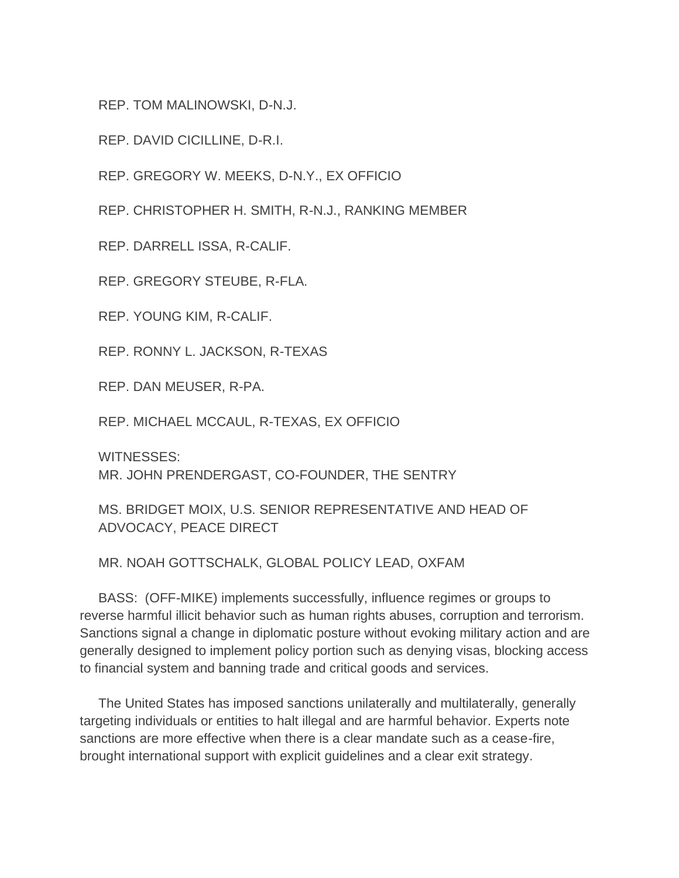REP. TOM MALINOWSKI, D-N.J.

REP. DAVID CICILLINE, D-R.I.

REP. GREGORY W. MEEKS, D-N.Y., EX OFFICIO

REP. CHRISTOPHER H. SMITH, R-N.J., RANKING MEMBER

REP. DARRELL ISSA, R-CALIF.

REP. GREGORY STEUBE, R-FLA.

REP. YOUNG KIM, R-CALIF.

REP. RONNY L. JACKSON, R-TEXAS

REP. DAN MEUSER, R-PA.

REP. MICHAEL MCCAUL, R-TEXAS, EX OFFICIO

WITNESSES:
MR. JOHN PRENDERGAST, CO-FOUNDER, THE SENTRY

MS. BRIDGET MOIX, U.S. SENIOR REPRESENTATIVE AND HEAD OF ADVOCACY, PEACE DIRECT

MR. NOAH GOTTSCHALK, GLOBAL POLICY LEAD, OXFAM

BASS: (OFF-MIKE) implements successfully, influence regimes or groups to reverse harmful illicit behavior such as human rights abuses, corruption and terrorism. Sanctions signal a change in diplomatic posture without evoking military action and are generally designed to implement policy portion such as denying visas, blocking access to financial system and banning trade and critical goods and services.

The United States has imposed sanctions unilaterally and multilaterally, generally targeting individuals or entities to halt illegal and are harmful behavior. Experts note sanctions are more effective when there is a clear mandate such as a cease-fire, brought international support with explicit guidelines and a clear exit strategy.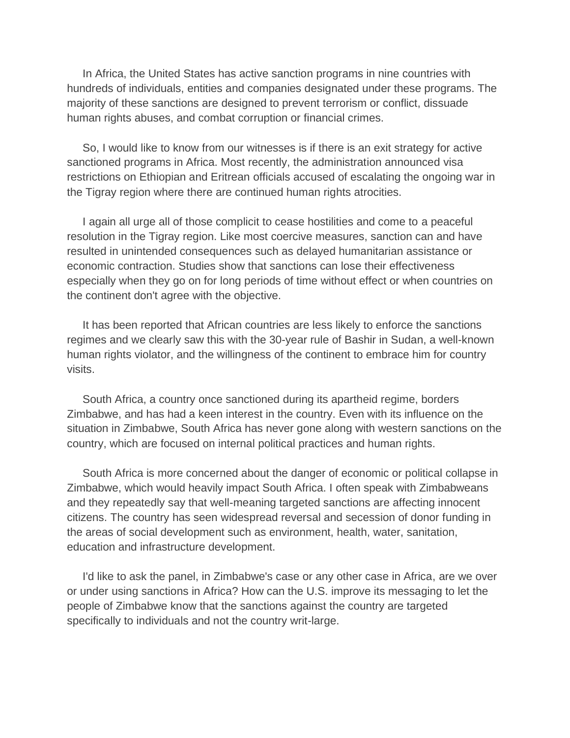In Africa, the United States has active sanction programs in nine countries with hundreds of individuals, entities and companies designated under these programs. The majority of these sanctions are designed to prevent terrorism or conflict, dissuade human rights abuses, and combat corruption or financial crimes.

So, I would like to know from our witnesses is if there is an exit strategy for active sanctioned programs in Africa. Most recently, the administration announced visa restrictions on Ethiopian and Eritrean officials accused of escalating the ongoing war in the Tigray region where there are continued human rights atrocities.

I again all urge all of those complicit to cease hostilities and come to a peaceful resolution in the Tigray region. Like most coercive measures, sanction can and have resulted in unintended consequences such as delayed humanitarian assistance or economic contraction. Studies show that sanctions can lose their effectiveness especially when they go on for long periods of time without effect or when countries on the continent don't agree with the objective.

It has been reported that African countries are less likely to enforce the sanctions regimes and we clearly saw this with the 30-year rule of Bashir in Sudan, a well-known human rights violator, and the willingness of the continent to embrace him for country visits.

South Africa, a country once sanctioned during its apartheid regime, borders Zimbabwe, and has had a keen interest in the country. Even with its influence on the situation in Zimbabwe, South Africa has never gone along with western sanctions on the country, which are focused on internal political practices and human rights.

South Africa is more concerned about the danger of economic or political collapse in Zimbabwe, which would heavily impact South Africa. I often speak with Zimbabweans and they repeatedly say that well-meaning targeted sanctions are affecting innocent citizens. The country has seen widespread reversal and secession of donor funding in the areas of social development such as environment, health, water, sanitation, education and infrastructure development.

I'd like to ask the panel, in Zimbabwe's case or any other case in Africa, are we over or under using sanctions in Africa? How can the U.S. improve its messaging to let the people of Zimbabwe know that the sanctions against the country are targeted specifically to individuals and not the country writ-large.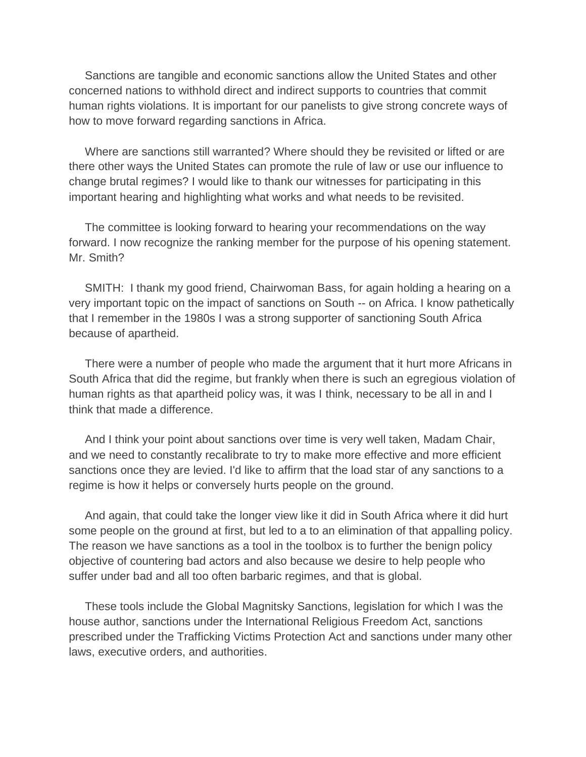Sanctions are tangible and economic sanctions allow the United States and other concerned nations to withhold direct and indirect supports to countries that commit human rights violations. It is important for our panelists to give strong concrete ways of how to move forward regarding sanctions in Africa.

Where are sanctions still warranted? Where should they be revisited or lifted or are there other ways the United States can promote the rule of law or use our influence to change brutal regimes? I would like to thank our witnesses for participating in this important hearing and highlighting what works and what needs to be revisited.

The committee is looking forward to hearing your recommendations on the way forward. I now recognize the ranking member for the purpose of his opening statement. Mr. Smith?

SMITH: I thank my good friend, Chairwoman Bass, for again holding a hearing on a very important topic on the impact of sanctions on South -- on Africa. I know pathetically that I remember in the 1980s I was a strong supporter of sanctioning South Africa because of apartheid.

There were a number of people who made the argument that it hurt more Africans in South Africa that did the regime, but frankly when there is such an egregious violation of human rights as that apartheid policy was, it was I think, necessary to be all in and I think that made a difference.

And I think your point about sanctions over time is very well taken, Madam Chair, and we need to constantly recalibrate to try to make more effective and more efficient sanctions once they are levied. I'd like to affirm that the load star of any sanctions to a regime is how it helps or conversely hurts people on the ground.

And again, that could take the longer view like it did in South Africa where it did hurt some people on the ground at first, but led to a to an elimination of that appalling policy. The reason we have sanctions as a tool in the toolbox is to further the benign policy objective of countering bad actors and also because we desire to help people who suffer under bad and all too often barbaric regimes, and that is global.

These tools include the Global Magnitsky Sanctions, legislation for which I was the house author, sanctions under the International Religious Freedom Act, sanctions prescribed under the Trafficking Victims Protection Act and sanctions under many other laws, executive orders, and authorities.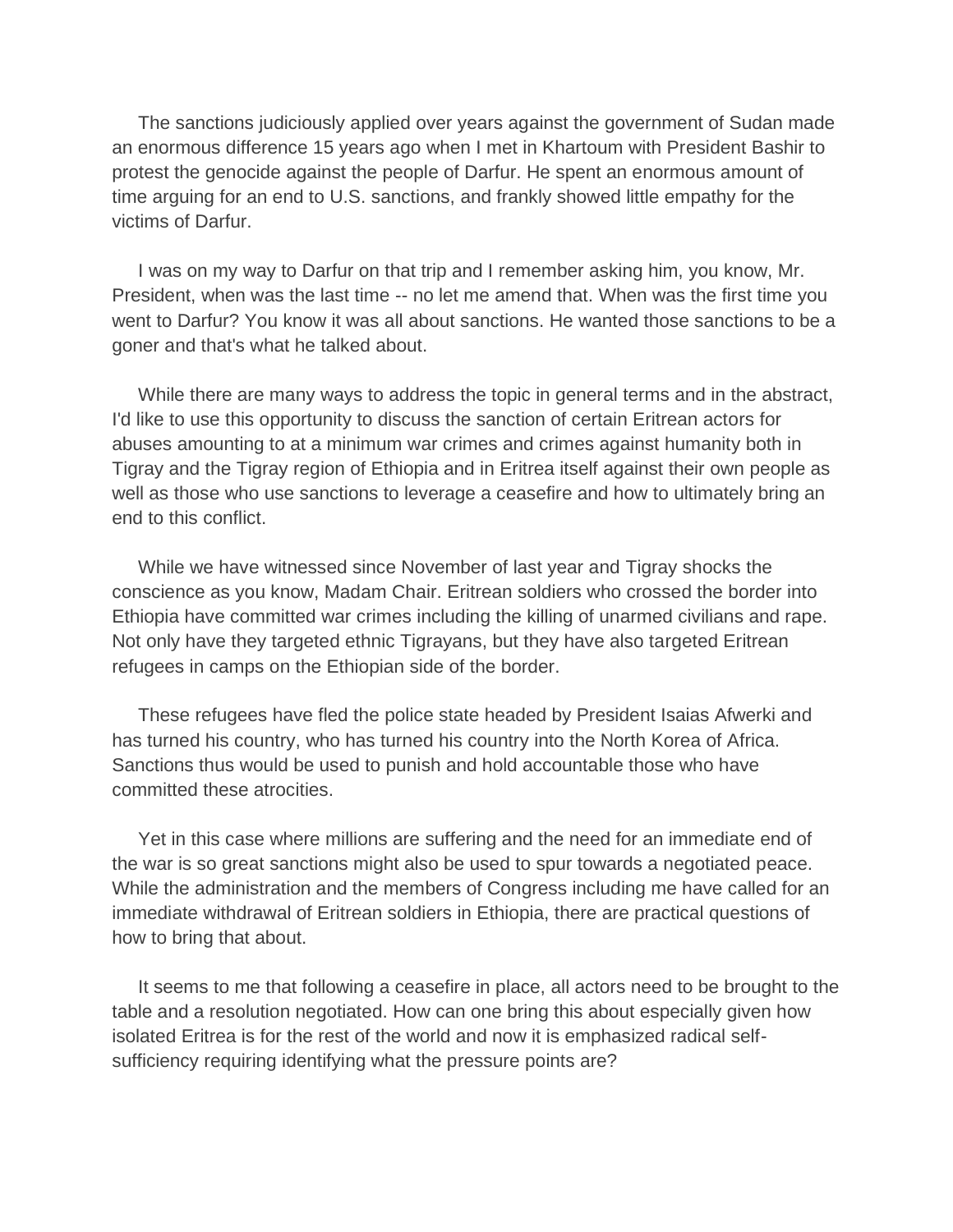The sanctions judiciously applied over years against the government of Sudan made an enormous difference 15 years ago when I met in Khartoum with President Bashir to protest the genocide against the people of Darfur. He spent an enormous amount of time arguing for an end to U.S. sanctions, and frankly showed little empathy for the victims of Darfur.

I was on my way to Darfur on that trip and I remember asking him, you know, Mr. President, when was the last time -- no let me amend that. When was the first time you went to Darfur? You know it was all about sanctions. He wanted those sanctions to be a goner and that's what he talked about.

While there are many ways to address the topic in general terms and in the abstract, I'd like to use this opportunity to discuss the sanction of certain Eritrean actors for abuses amounting to at a minimum war crimes and crimes against humanity both in Tigray and the Tigray region of Ethiopia and in Eritrea itself against their own people as well as those who use sanctions to leverage a ceasefire and how to ultimately bring an end to this conflict.

While we have witnessed since November of last year and Tigray shocks the conscience as you know, Madam Chair. Eritrean soldiers who crossed the border into Ethiopia have committed war crimes including the killing of unarmed civilians and rape. Not only have they targeted ethnic Tigrayans, but they have also targeted Eritrean refugees in camps on the Ethiopian side of the border.

These refugees have fled the police state headed by President Isaias Afwerki and has turned his country, who has turned his country into the North Korea of Africa. Sanctions thus would be used to punish and hold accountable those who have committed these atrocities.

Yet in this case where millions are suffering and the need for an immediate end of the war is so great sanctions might also be used to spur towards a negotiated peace. While the administration and the members of Congress including me have called for an immediate withdrawal of Eritrean soldiers in Ethiopia, there are practical questions of how to bring that about.

It seems to me that following a ceasefire in place, all actors need to be brought to the table and a resolution negotiated. How can one bring this about especially given how isolated Eritrea is for the rest of the world and now it is emphasized radical self-sufficiency requiring identifying what the pressure points are?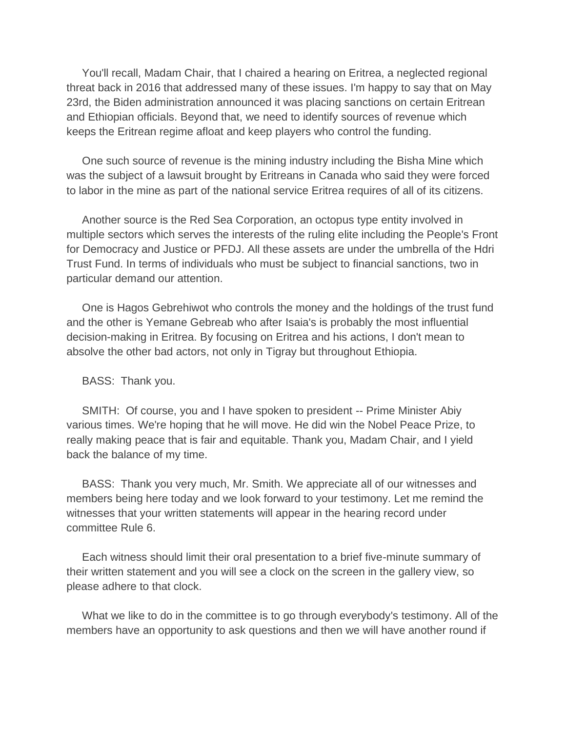You'll recall, Madam Chair, that I chaired a hearing on Eritrea, a neglected regional threat back in 2016 that addressed many of these issues. I'm happy to say that on May 23rd, the Biden administration announced it was placing sanctions on certain Eritrean and Ethiopian officials. Beyond that, we need to identify sources of revenue which keeps the Eritrean regime afloat and keep players who control the funding.

One such source of revenue is the mining industry including the Bisha Mine which was the subject of a lawsuit brought by Eritreans in Canada who said they were forced to labor in the mine as part of the national service Eritrea requires of all of its citizens.

Another source is the Red Sea Corporation, an octopus type entity involved in multiple sectors which serves the interests of the ruling elite including the People's Front for Democracy and Justice or PFDJ. All these assets are under the umbrella of the Hdri Trust Fund. In terms of individuals who must be subject to financial sanctions, two in particular demand our attention.

One is Hagos Gebrehiwot who controls the money and the holdings of the trust fund and the other is Yemane Gebreab who after Isaia's is probably the most influential decision-making in Eritrea. By focusing on Eritrea and his actions, I don't mean to absolve the other bad actors, not only in Tigray but throughout Ethiopia.

BASS: Thank you.

SMITH: Of course, you and I have spoken to president -- Prime Minister Abiy various times. We're hoping that he will move. He did win the Nobel Peace Prize, to really making peace that is fair and equitable. Thank you, Madam Chair, and I yield back the balance of my time.

BASS: Thank you very much, Mr. Smith. We appreciate all of our witnesses and members being here today and we look forward to your testimony. Let me remind the witnesses that your written statements will appear in the hearing record under committee Rule 6.

Each witness should limit their oral presentation to a brief five-minute summary of their written statement and you will see a clock on the screen in the gallery view, so please adhere to that clock.

What we like to do in the committee is to go through everybody's testimony. All of the members have an opportunity to ask questions and then we will have another round if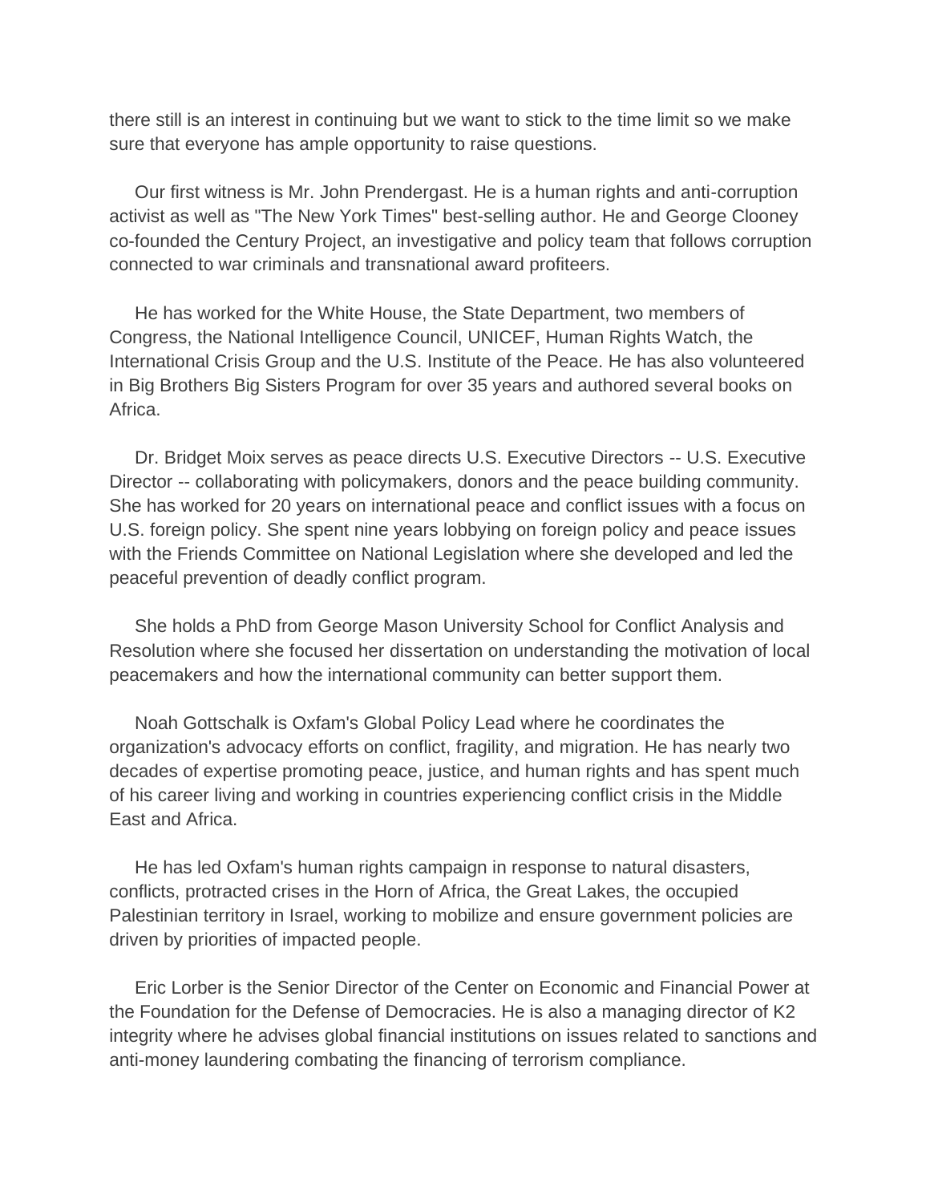there still is an interest in continuing but we want to stick to the time limit so we make sure that everyone has ample opportunity to raise questions.

Our first witness is Mr. John Prendergast. He is a human rights and anti-corruption activist as well as "The New York Times" best-selling author. He and George Clooney co-founded the Century Project, an investigative and policy team that follows corruption connected to war criminals and transnational award profiteers.

He has worked for the White House, the State Department, two members of Congress, the National Intelligence Council, UNICEF, Human Rights Watch, the International Crisis Group and the U.S. Institute of the Peace. He has also volunteered in Big Brothers Big Sisters Program for over 35 years and authored several books on Africa.

Dr. Bridget Moix serves as peace directs U.S. Executive Directors -- U.S. Executive Director -- collaborating with policymakers, donors and the peace building community. She has worked for 20 years on international peace and conflict issues with a focus on U.S. foreign policy. She spent nine years lobbying on foreign policy and peace issues with the Friends Committee on National Legislation where she developed and led the peaceful prevention of deadly conflict program.

She holds a PhD from George Mason University School for Conflict Analysis and Resolution where she focused her dissertation on understanding the motivation of local peacemakers and how the international community can better support them.

Noah Gottschalk is Oxfam's Global Policy Lead where he coordinates the organization's advocacy efforts on conflict, fragility, and migration. He has nearly two decades of expertise promoting peace, justice, and human rights and has spent much of his career living and working in countries experiencing conflict crisis in the Middle East and Africa.

He has led Oxfam's human rights campaign in response to natural disasters, conflicts, protracted crises in the Horn of Africa, the Great Lakes, the occupied Palestinian territory in Israel, working to mobilize and ensure government policies are driven by priorities of impacted people.

Eric Lorber is the Senior Director of the Center on Economic and Financial Power at the Foundation for the Defense of Democracies. He is also a managing director of K2 integrity where he advises global financial institutions on issues related to sanctions and anti-money laundering combating the financing of terrorism compliance.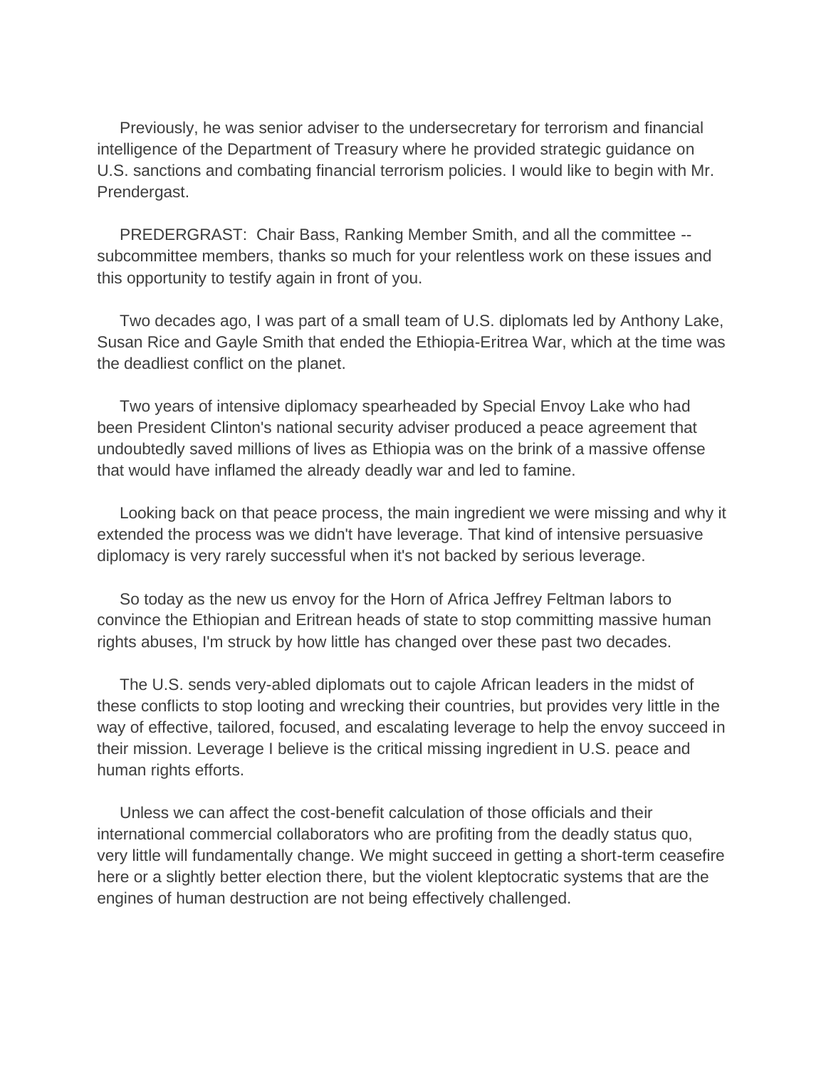Previously, he was senior adviser to the undersecretary for terrorism and financial intelligence of the Department of Treasury where he provided strategic guidance on U.S. sanctions and combating financial terrorism policies. I would like to begin with Mr. Prendergast.

PREDERGRAST: Chair Bass, Ranking Member Smith, and all the committee -- subcommittee members, thanks so much for your relentless work on these issues and this opportunity to testify again in front of you.

Two decades ago, I was part of a small team of U.S. diplomats led by Anthony Lake, Susan Rice and Gayle Smith that ended the Ethiopia-Eritrea War, which at the time was the deadliest conflict on the planet.

Two years of intensive diplomacy spearheaded by Special Envoy Lake who had been President Clinton's national security adviser produced a peace agreement that undoubtedly saved millions of lives as Ethiopia was on the brink of a massive offense that would have inflamed the already deadly war and led to famine.

Looking back on that peace process, the main ingredient we were missing and why it extended the process was we didn't have leverage. That kind of intensive persuasive diplomacy is very rarely successful when it's not backed by serious leverage.

So today as the new us envoy for the Horn of Africa Jeffrey Feltman labors to convince the Ethiopian and Eritrean heads of state to stop committing massive human rights abuses, I'm struck by how little has changed over these past two decades.

The U.S. sends very-abled diplomats out to cajole African leaders in the midst of these conflicts to stop looting and wrecking their countries, but provides very little in the way of effective, tailored, focused, and escalating leverage to help the envoy succeed in their mission. Leverage I believe is the critical missing ingredient in U.S. peace and human rights efforts.

Unless we can affect the cost-benefit calculation of those officials and their international commercial collaborators who are profiting from the deadly status quo, very little will fundamentally change. We might succeed in getting a short-term ceasefire here or a slightly better election there, but the violent kleptocratic systems that are the engines of human destruction are not being effectively challenged.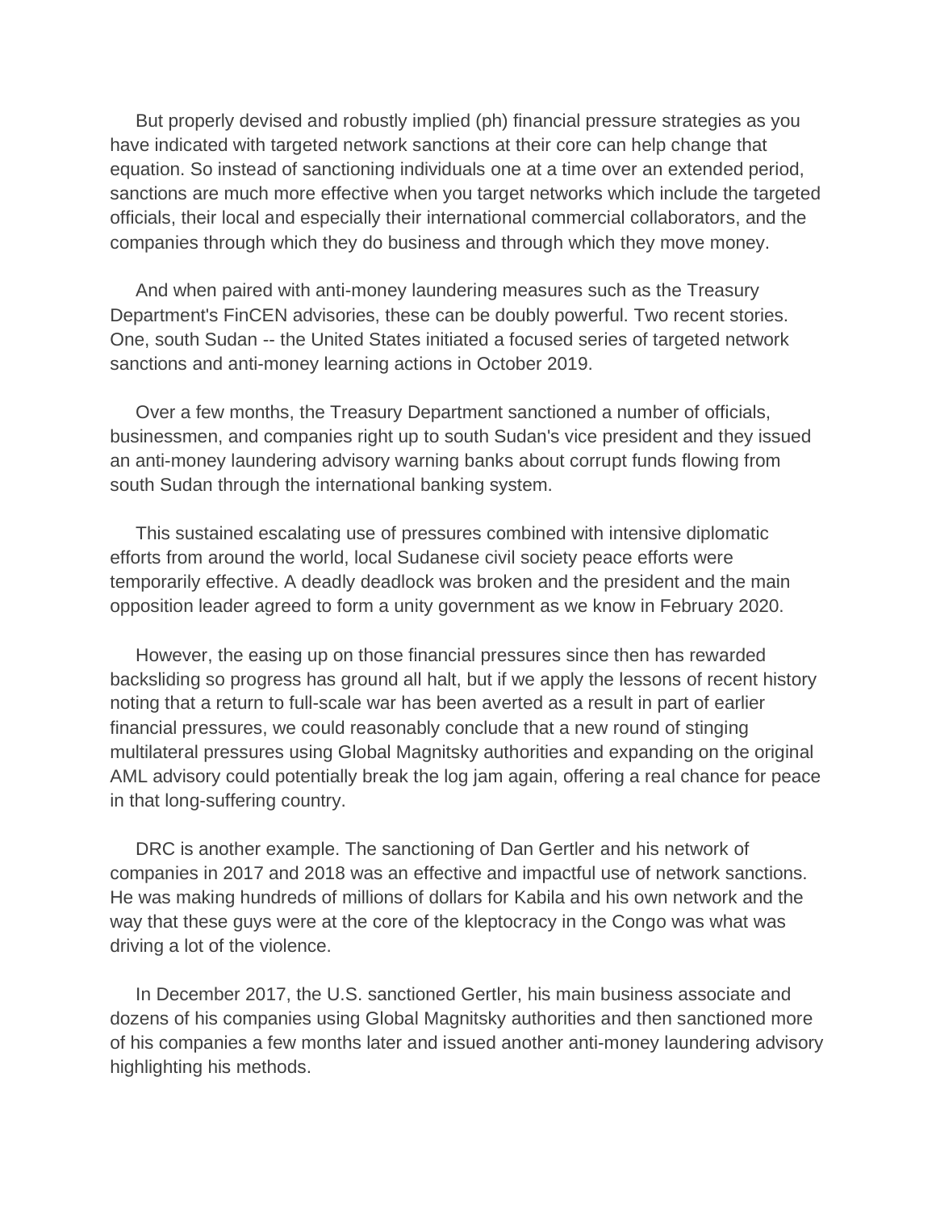But properly devised and robustly implied (ph) financial pressure strategies as you have indicated with targeted network sanctions at their core can help change that equation. So instead of sanctioning individuals one at a time over an extended period, sanctions are much more effective when you target networks which include the targeted officials, their local and especially their international commercial collaborators, and the companies through which they do business and through which they move money.

And when paired with anti-money laundering measures such as the Treasury Department's FinCEN advisories, these can be doubly powerful. Two recent stories. One, south Sudan -- the United States initiated a focused series of targeted network sanctions and anti-money learning actions in October 2019.

Over a few months, the Treasury Department sanctioned a number of officials, businessmen, and companies right up to south Sudan's vice president and they issued an anti-money laundering advisory warning banks about corrupt funds flowing from south Sudan through the international banking system.

This sustained escalating use of pressures combined with intensive diplomatic efforts from around the world, local Sudanese civil society peace efforts were temporarily effective. A deadly deadlock was broken and the president and the main opposition leader agreed to form a unity government as we know in February 2020.

However, the easing up on those financial pressures since then has rewarded backsliding so progress has ground all halt, but if we apply the lessons of recent history noting that a return to full-scale war has been averted as a result in part of earlier financial pressures, we could reasonably conclude that a new round of stinging multilateral pressures using Global Magnitsky authorities and expanding on the original AML advisory could potentially break the log jam again, offering a real chance for peace in that long-suffering country.

DRC is another example. The sanctioning of Dan Gertler and his network of companies in 2017 and 2018 was an effective and impactful use of network sanctions. He was making hundreds of millions of dollars for Kabila and his own network and the way that these guys were at the core of the kleptocracy in the Congo was what was driving a lot of the violence.

In December 2017, the U.S. sanctioned Gertler, his main business associate and dozens of his companies using Global Magnitsky authorities and then sanctioned more of his companies a few months later and issued another anti-money laundering advisory highlighting his methods.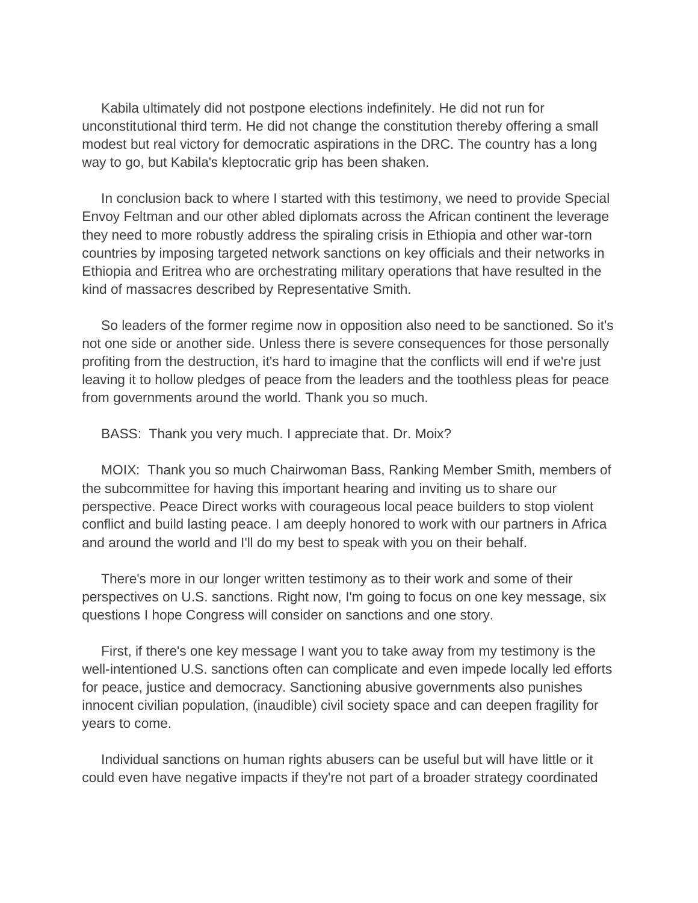Kabila ultimately did not postpone elections indefinitely. He did not run for unconstitutional third term. He did not change the constitution thereby offering a small modest but real victory for democratic aspirations in the DRC. The country has a long way to go, but Kabila's kleptocratic grip has been shaken.

In conclusion back to where I started with this testimony, we need to provide Special Envoy Feltman and our other abled diplomats across the African continent the leverage they need to more robustly address the spiraling crisis in Ethiopia and other war-torn countries by imposing targeted network sanctions on key officials and their networks in Ethiopia and Eritrea who are orchestrating military operations that have resulted in the kind of massacres described by Representative Smith.

So leaders of the former regime now in opposition also need to be sanctioned. So it's not one side or another side. Unless there is severe consequences for those personally profiting from the destruction, it's hard to imagine that the conflicts will end if we're just leaving it to hollow pledges of peace from the leaders and the toothless pleas for peace from governments around the world. Thank you so much.

BASS: Thank you very much. I appreciate that. Dr. Moix?

MOIX: Thank you so much Chairwoman Bass, Ranking Member Smith, members of the subcommittee for having this important hearing and inviting us to share our perspective. Peace Direct works with courageous local peace builders to stop violent conflict and build lasting peace. I am deeply honored to work with our partners in Africa and around the world and I'll do my best to speak with you on their behalf.

There's more in our longer written testimony as to their work and some of their perspectives on U.S. sanctions. Right now, I'm going to focus on one key message, six questions I hope Congress will consider on sanctions and one story.

First, if there's one key message I want you to take away from my testimony is the well-intentioned U.S. sanctions often can complicate and even impede locally led efforts for peace, justice and democracy. Sanctioning abusive governments also punishes innocent civilian population, (inaudible) civil society space and can deepen fragility for years to come.

Individual sanctions on human rights abusers can be useful but will have little or it could even have negative impacts if they're not part of a broader strategy coordinated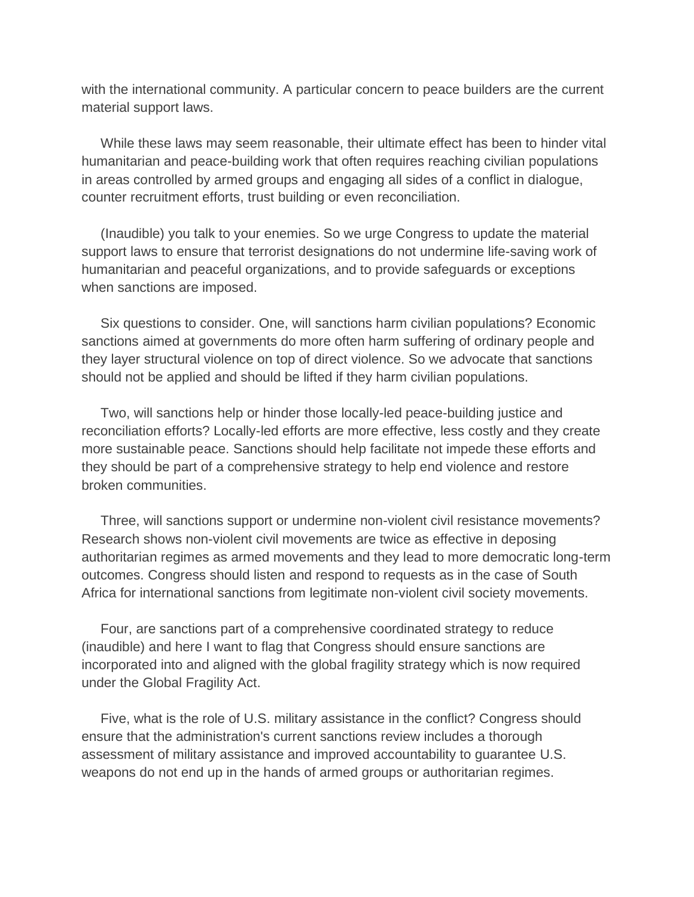with the international community. A particular concern to peace builders are the current material support laws.

While these laws may seem reasonable, their ultimate effect has been to hinder vital humanitarian and peace-building work that often requires reaching civilian populations in areas controlled by armed groups and engaging all sides of a conflict in dialogue, counter recruitment efforts, trust building or even reconciliation.

(Inaudible) you talk to your enemies. So we urge Congress to update the material support laws to ensure that terrorist designations do not undermine life-saving work of humanitarian and peaceful organizations, and to provide safeguards or exceptions when sanctions are imposed.

Six questions to consider. One, will sanctions harm civilian populations? Economic sanctions aimed at governments do more often harm suffering of ordinary people and they layer structural violence on top of direct violence. So we advocate that sanctions should not be applied and should be lifted if they harm civilian populations.

Two, will sanctions help or hinder those locally-led peace-building justice and reconciliation efforts? Locally-led efforts are more effective, less costly and they create more sustainable peace. Sanctions should help facilitate not impede these efforts and they should be part of a comprehensive strategy to help end violence and restore broken communities.

Three, will sanctions support or undermine non-violent civil resistance movements? Research shows non-violent civil movements are twice as effective in deposing authoritarian regimes as armed movements and they lead to more democratic long-term outcomes. Congress should listen and respond to requests as in the case of South Africa for international sanctions from legitimate non-violent civil society movements.

Four, are sanctions part of a comprehensive coordinated strategy to reduce (inaudible) and here I want to flag that Congress should ensure sanctions are incorporated into and aligned with the global fragility strategy which is now required under the Global Fragility Act.

Five, what is the role of U.S. military assistance in the conflict? Congress should ensure that the administration's current sanctions review includes a thorough assessment of military assistance and improved accountability to guarantee U.S. weapons do not end up in the hands of armed groups or authoritarian regimes.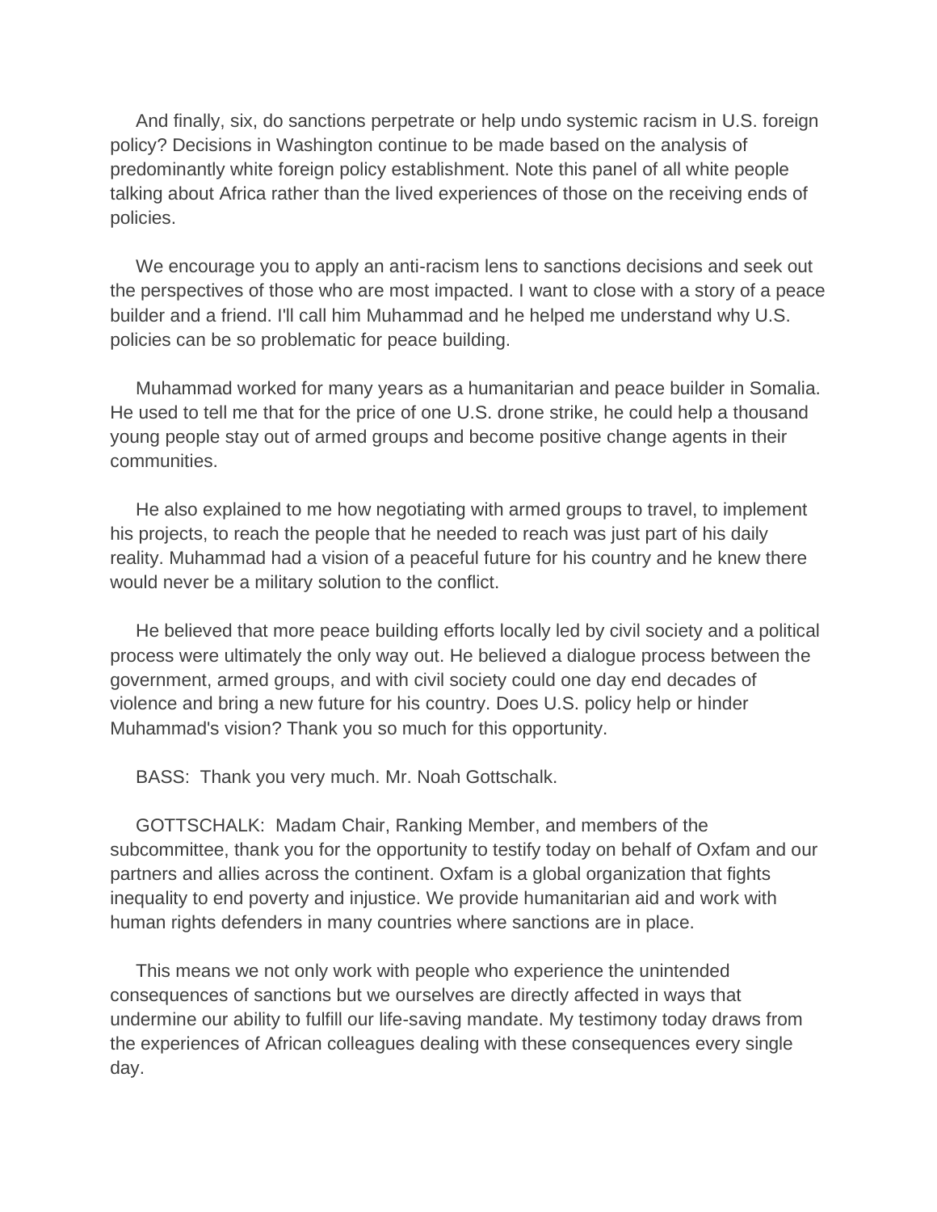And finally, six, do sanctions perpetrate or help undo systemic racism in U.S. foreign policy? Decisions in Washington continue to be made based on the analysis of predominantly white foreign policy establishment. Note this panel of all white people talking about Africa rather than the lived experiences of those on the receiving ends of policies.

We encourage you to apply an anti-racism lens to sanctions decisions and seek out the perspectives of those who are most impacted. I want to close with a story of a peace builder and a friend. I'll call him Muhammad and he helped me understand why U.S. policies can be so problematic for peace building.

Muhammad worked for many years as a humanitarian and peace builder in Somalia. He used to tell me that for the price of one U.S. drone strike, he could help a thousand young people stay out of armed groups and become positive change agents in their communities.

He also explained to me how negotiating with armed groups to travel, to implement his projects, to reach the people that he needed to reach was just part of his daily reality. Muhammad had a vision of a peaceful future for his country and he knew there would never be a military solution to the conflict.

He believed that more peace building efforts locally led by civil society and a political process were ultimately the only way out. He believed a dialogue process between the government, armed groups, and with civil society could one day end decades of violence and bring a new future for his country. Does U.S. policy help or hinder Muhammad's vision? Thank you so much for this opportunity.

BASS: Thank you very much. Mr. Noah Gottschalk.

GOTTSCHALK: Madam Chair, Ranking Member, and members of the subcommittee, thank you for the opportunity to testify today on behalf of Oxfam and our partners and allies across the continent. Oxfam is a global organization that fights inequality to end poverty and injustice. We provide humanitarian aid and work with human rights defenders in many countries where sanctions are in place.

This means we not only work with people who experience the unintended consequences of sanctions but we ourselves are directly affected in ways that undermine our ability to fulfill our life-saving mandate. My testimony today draws from the experiences of African colleagues dealing with these consequences every single day.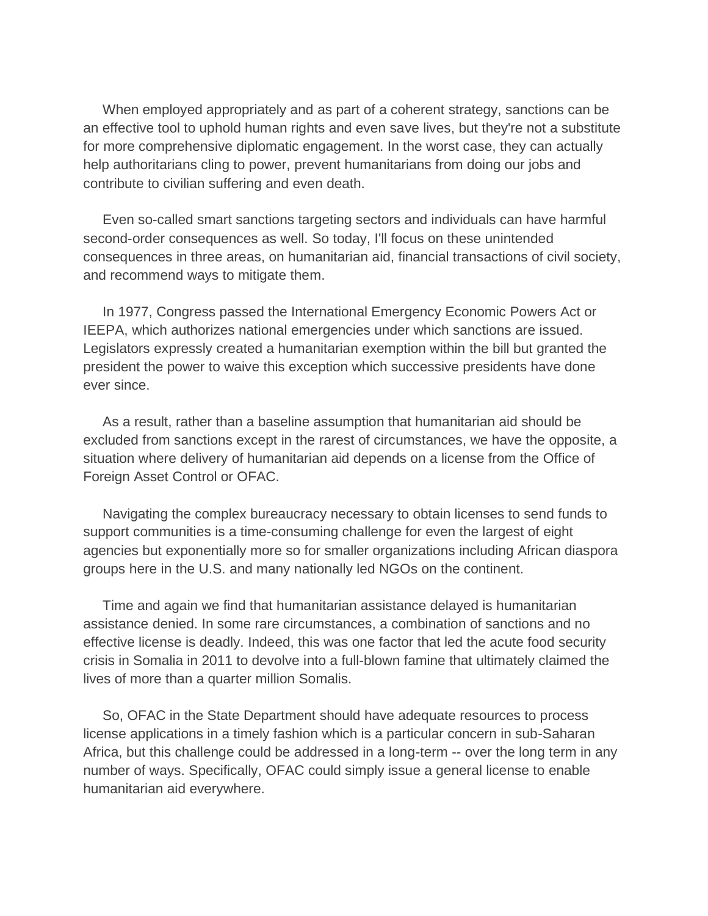When employed appropriately and as part of a coherent strategy, sanctions can be an effective tool to uphold human rights and even save lives, but they're not a substitute for more comprehensive diplomatic engagement. In the worst case, they can actually help authoritarians cling to power, prevent humanitarians from doing our jobs and contribute to civilian suffering and even death.

Even so-called smart sanctions targeting sectors and individuals can have harmful second-order consequences as well. So today, I'll focus on these unintended consequences in three areas, on humanitarian aid, financial transactions of civil society, and recommend ways to mitigate them.

In 1977, Congress passed the International Emergency Economic Powers Act or IEEPA, which authorizes national emergencies under which sanctions are issued. Legislators expressly created a humanitarian exemption within the bill but granted the president the power to waive this exception which successive presidents have done ever since.

As a result, rather than a baseline assumption that humanitarian aid should be excluded from sanctions except in the rarest of circumstances, we have the opposite, a situation where delivery of humanitarian aid depends on a license from the Office of Foreign Asset Control or OFAC.

Navigating the complex bureaucracy necessary to obtain licenses to send funds to support communities is a time-consuming challenge for even the largest of eight agencies but exponentially more so for smaller organizations including African diaspora groups here in the U.S. and many nationally led NGOs on the continent.

Time and again we find that humanitarian assistance delayed is humanitarian assistance denied. In some rare circumstances, a combination of sanctions and no effective license is deadly. Indeed, this was one factor that led the acute food security crisis in Somalia in 2011 to devolve into a full-blown famine that ultimately claimed the lives of more than a quarter million Somalis.

So, OFAC in the State Department should have adequate resources to process license applications in a timely fashion which is a particular concern in sub-Saharan Africa, but this challenge could be addressed in a long-term -- over the long term in any number of ways. Specifically, OFAC could simply issue a general license to enable humanitarian aid everywhere.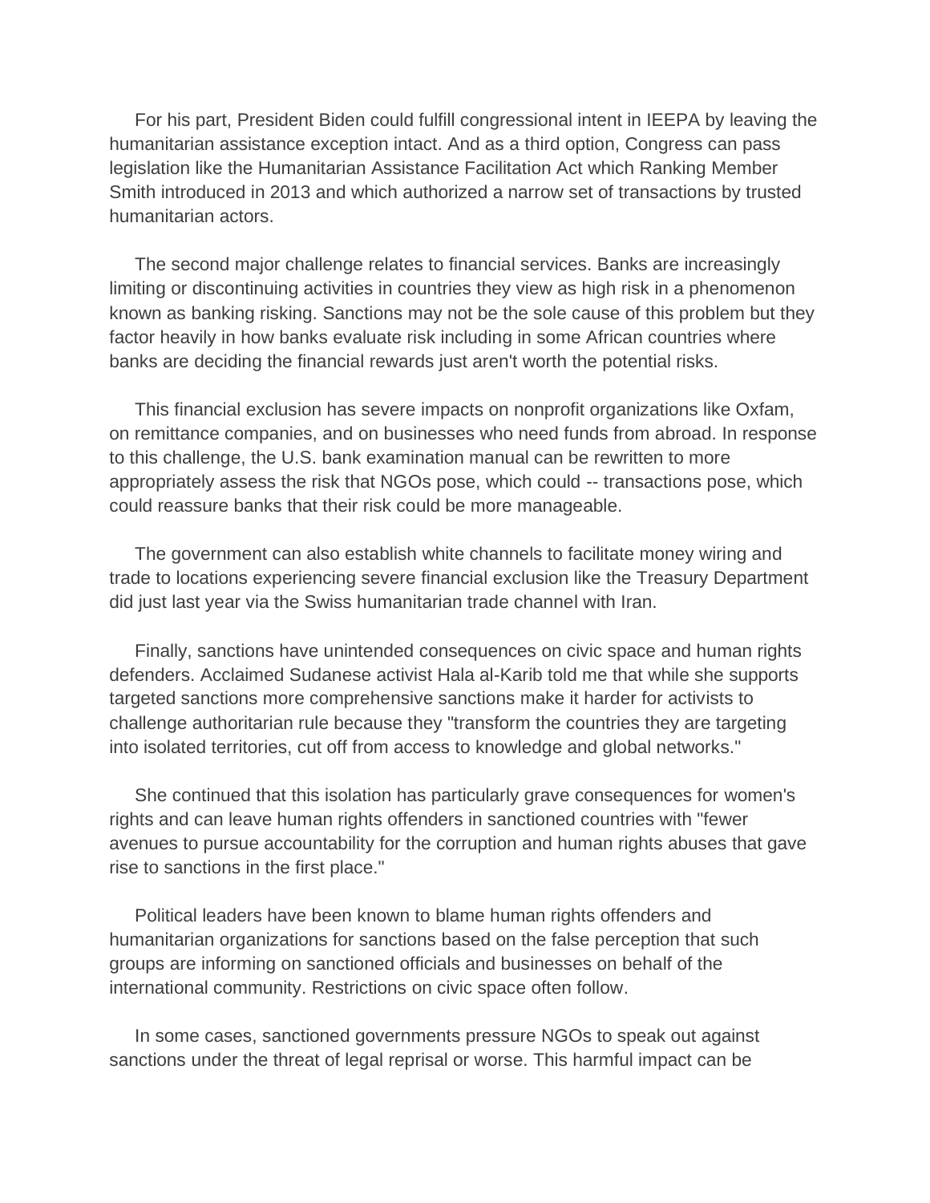For his part, President Biden could fulfill congressional intent in IEEPA by leaving the humanitarian assistance exception intact. And as a third option, Congress can pass legislation like the Humanitarian Assistance Facilitation Act which Ranking Member Smith introduced in 2013 and which authorized a narrow set of transactions by trusted humanitarian actors.

The second major challenge relates to financial services. Banks are increasingly limiting or discontinuing activities in countries they view as high risk in a phenomenon known as banking risking. Sanctions may not be the sole cause of this problem but they factor heavily in how banks evaluate risk including in some African countries where banks are deciding the financial rewards just aren't worth the potential risks.

This financial exclusion has severe impacts on nonprofit organizations like Oxfam, on remittance companies, and on businesses who need funds from abroad. In response to this challenge, the U.S. bank examination manual can be rewritten to more appropriately assess the risk that NGOs pose, which could -- transactions pose, which could reassure banks that their risk could be more manageable.

The government can also establish white channels to facilitate money wiring and trade to locations experiencing severe financial exclusion like the Treasury Department did just last year via the Swiss humanitarian trade channel with Iran.

Finally, sanctions have unintended consequences on civic space and human rights defenders. Acclaimed Sudanese activist Hala al-Karib told me that while she supports targeted sanctions more comprehensive sanctions make it harder for activists to challenge authoritarian rule because they "transform the countries they are targeting into isolated territories, cut off from access to knowledge and global networks."

She continued that this isolation has particularly grave consequences for women's rights and can leave human rights offenders in sanctioned countries with "fewer avenues to pursue accountability for the corruption and human rights abuses that gave rise to sanctions in the first place."

Political leaders have been known to blame human rights offenders and humanitarian organizations for sanctions based on the false perception that such groups are informing on sanctioned officials and businesses on behalf of the international community. Restrictions on civic space often follow.

In some cases, sanctioned governments pressure NGOs to speak out against sanctions under the threat of legal reprisal or worse. This harmful impact can be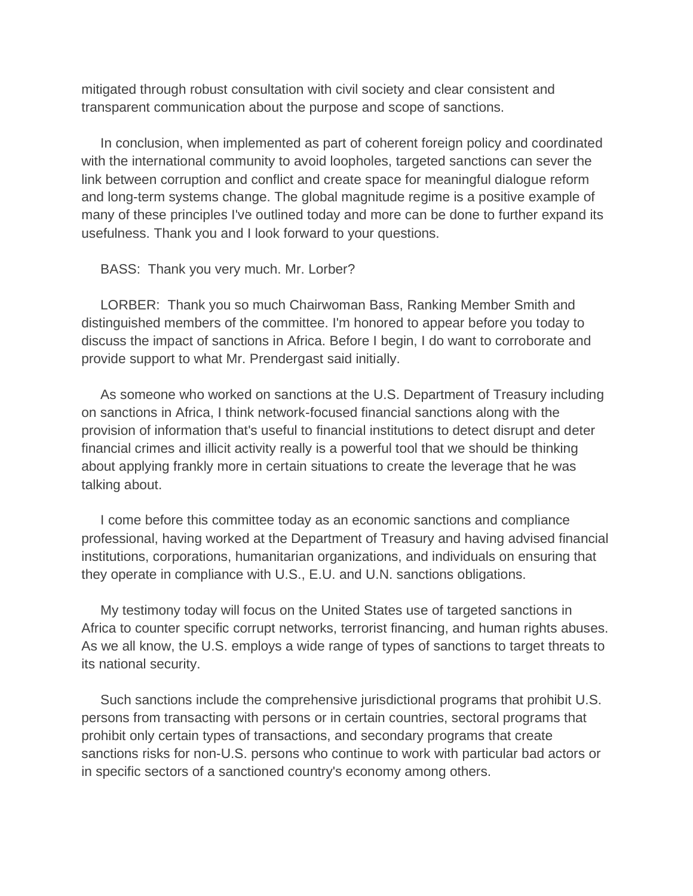mitigated through robust consultation with civil society and clear consistent and transparent communication about the purpose and scope of sanctions.

In conclusion, when implemented as part of coherent foreign policy and coordinated with the international community to avoid loopholes, targeted sanctions can sever the link between corruption and conflict and create space for meaningful dialogue reform and long-term systems change. The global magnitude regime is a positive example of many of these principles I've outlined today and more can be done to further expand its usefulness. Thank you and I look forward to your questions.

BASS:  Thank you very much. Mr. Lorber?

LORBER:  Thank you so much Chairwoman Bass, Ranking Member Smith and distinguished members of the committee. I'm honored to appear before you today to discuss the impact of sanctions in Africa. Before I begin, I do want to corroborate and provide support to what Mr. Prendergast said initially.

As someone who worked on sanctions at the U.S. Department of Treasury including on sanctions in Africa, I think network-focused financial sanctions along with the provision of information that's useful to financial institutions to detect disrupt and deter financial crimes and illicit activity really is a powerful tool that we should be thinking about applying frankly more in certain situations to create the leverage that he was talking about.

I come before this committee today as an economic sanctions and compliance professional, having worked at the Department of Treasury and having advised financial institutions, corporations, humanitarian organizations, and individuals on ensuring that they operate in compliance with U.S., E.U. and U.N. sanctions obligations.

My testimony today will focus on the United States use of targeted sanctions in Africa to counter specific corrupt networks, terrorist financing, and human rights abuses. As we all know, the U.S. employs a wide range of types of sanctions to target threats to its national security.

Such sanctions include the comprehensive jurisdictional programs that prohibit U.S. persons from transacting with persons or in certain countries, sectoral programs that prohibit only certain types of transactions, and secondary programs that create sanctions risks for non-U.S. persons who continue to work with particular bad actors or in specific sectors of a sanctioned country's economy among others.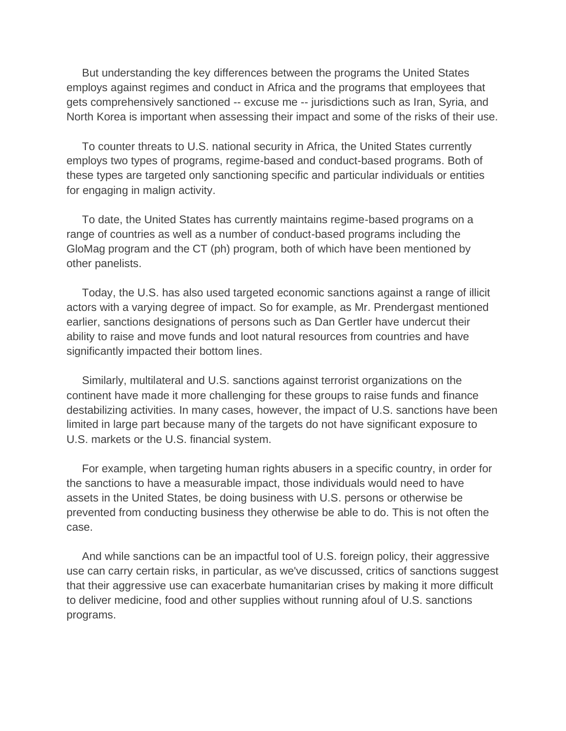But understanding the key differences between the programs the United States employs against regimes and conduct in Africa and the programs that employees that gets comprehensively sanctioned -- excuse me -- jurisdictions such as Iran, Syria, and North Korea is important when assessing their impact and some of the risks of their use.

To counter threats to U.S. national security in Africa, the United States currently employs two types of programs, regime-based and conduct-based programs. Both of these types are targeted only sanctioning specific and particular individuals or entities for engaging in malign activity.

To date, the United States has currently maintains regime-based programs on a range of countries as well as a number of conduct-based programs including the GloMag program and the CT (ph) program, both of which have been mentioned by other panelists.

Today, the U.S. has also used targeted economic sanctions against a range of illicit actors with a varying degree of impact. So for example, as Mr. Prendergast mentioned earlier, sanctions designations of persons such as Dan Gertler have undercut their ability to raise and move funds and loot natural resources from countries and have significantly impacted their bottom lines.

Similarly, multilateral and U.S. sanctions against terrorist organizations on the continent have made it more challenging for these groups to raise funds and finance destabilizing activities. In many cases, however, the impact of U.S. sanctions have been limited in large part because many of the targets do not have significant exposure to U.S. markets or the U.S. financial system.

For example, when targeting human rights abusers in a specific country, in order for the sanctions to have a measurable impact, those individuals would need to have assets in the United States, be doing business with U.S. persons or otherwise be prevented from conducting business they otherwise be able to do. This is not often the case.

And while sanctions can be an impactful tool of U.S. foreign policy, their aggressive use can carry certain risks, in particular, as we've discussed, critics of sanctions suggest that their aggressive use can exacerbate humanitarian crises by making it more difficult to deliver medicine, food and other supplies without running afoul of U.S. sanctions programs.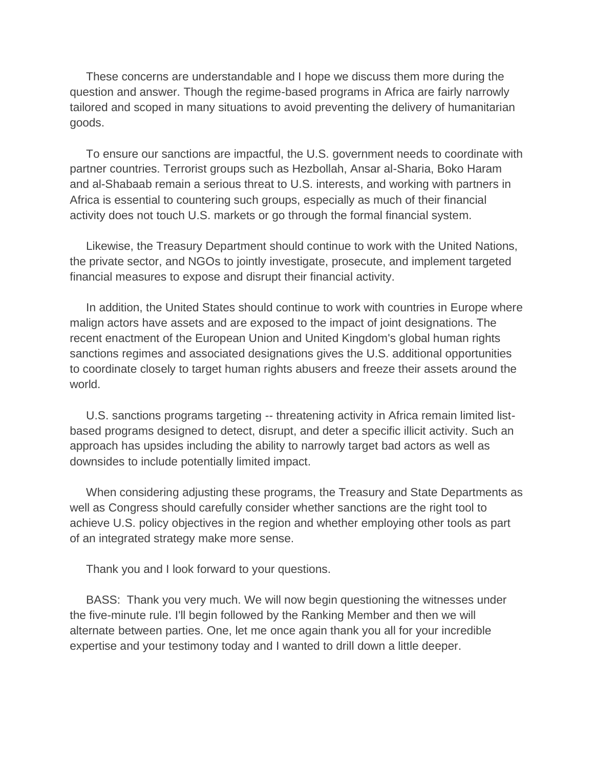These concerns are understandable and I hope we discuss them more during the question and answer. Though the regime-based programs in Africa are fairly narrowly tailored and scoped in many situations to avoid preventing the delivery of humanitarian goods.

To ensure our sanctions are impactful, the U.S. government needs to coordinate with partner countries. Terrorist groups such as Hezbollah, Ansar al-Sharia, Boko Haram and al-Shabaab remain a serious threat to U.S. interests, and working with partners in Africa is essential to countering such groups, especially as much of their financial activity does not touch U.S. markets or go through the formal financial system.

Likewise, the Treasury Department should continue to work with the United Nations, the private sector, and NGOs to jointly investigate, prosecute, and implement targeted financial measures to expose and disrupt their financial activity.

In addition, the United States should continue to work with countries in Europe where malign actors have assets and are exposed to the impact of joint designations. The recent enactment of the European Union and United Kingdom's global human rights sanctions regimes and associated designations gives the U.S. additional opportunities to coordinate closely to target human rights abusers and freeze their assets around the world.

U.S. sanctions programs targeting -- threatening activity in Africa remain limited list-based programs designed to detect, disrupt, and deter a specific illicit activity. Such an approach has upsides including the ability to narrowly target bad actors as well as downsides to include potentially limited impact.

When considering adjusting these programs, the Treasury and State Departments as well as Congress should carefully consider whether sanctions are the right tool to achieve U.S. policy objectives in the region and whether employing other tools as part of an integrated strategy make more sense.

Thank you and I look forward to your questions.

BASS: Thank you very much. We will now begin questioning the witnesses under the five-minute rule. I'll begin followed by the Ranking Member and then we will alternate between parties. One, let me once again thank you all for your incredible expertise and your testimony today and I wanted to drill down a little deeper.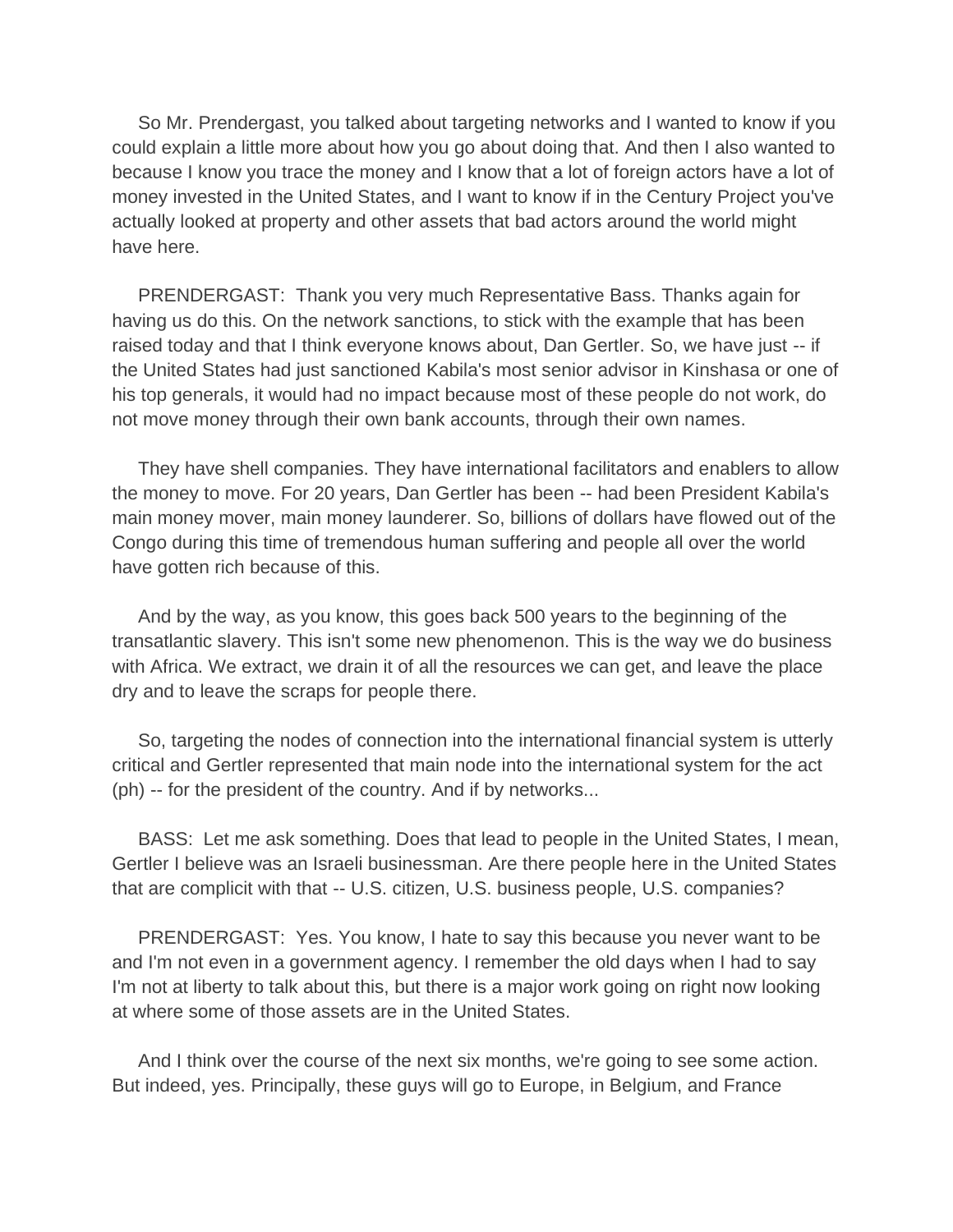So Mr. Prendergast, you talked about targeting networks and I wanted to know if you could explain a little more about how you go about doing that. And then I also wanted to because I know you trace the money and I know that a lot of foreign actors have a lot of money invested in the United States, and I want to know if in the Century Project you've actually looked at property and other assets that bad actors around the world might have here.

PRENDERGAST: Thank you very much Representative Bass. Thanks again for having us do this. On the network sanctions, to stick with the example that has been raised today and that I think everyone knows about, Dan Gertler. So, we have just -- if the United States had just sanctioned Kabila's most senior advisor in Kinshasa or one of his top generals, it would had no impact because most of these people do not work, do not move money through their own bank accounts, through their own names.

They have shell companies. They have international facilitators and enablers to allow the money to move. For 20 years, Dan Gertler has been -- had been President Kabila's main money mover, main money launderer. So, billions of dollars have flowed out of the Congo during this time of tremendous human suffering and people all over the world have gotten rich because of this.

And by the way, as you know, this goes back 500 years to the beginning of the transatlantic slavery. This isn't some new phenomenon. This is the way we do business with Africa. We extract, we drain it of all the resources we can get, and leave the place dry and to leave the scraps for people there.

So, targeting the nodes of connection into the international financial system is utterly critical and Gertler represented that main node into the international system for the act (ph) -- for the president of the country. And if by networks...

BASS: Let me ask something. Does that lead to people in the United States, I mean, Gertler I believe was an Israeli businessman. Are there people here in the United States that are complicit with that -- U.S. citizen, U.S. business people, U.S. companies?

PRENDERGAST: Yes. You know, I hate to say this because you never want to be and I'm not even in a government agency. I remember the old days when I had to say I'm not at liberty to talk about this, but there is a major work going on right now looking at where some of those assets are in the United States.

And I think over the course of the next six months, we're going to see some action. But indeed, yes. Principally, these guys will go to Europe, in Belgium, and France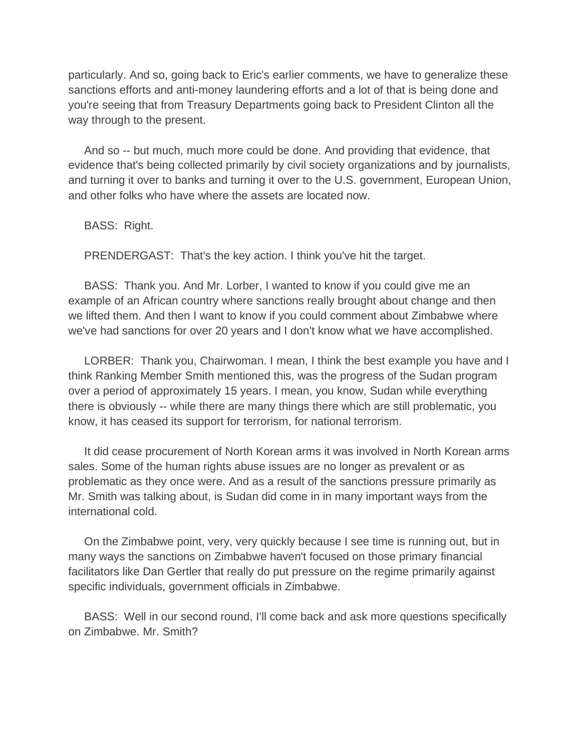particularly. And so, going back to Eric's earlier comments, we have to generalize these sanctions efforts and anti-money laundering efforts and a lot of that is being done and you're seeing that from Treasury Departments going back to President Clinton all the way through to the present.

And so -- but much, much more could be done. And providing that evidence, that evidence that's being collected primarily by civil society organizations and by journalists, and turning it over to banks and turning it over to the U.S. government, European Union, and other folks who have where the assets are located now.

BASS: Right.

PRENDERGAST: That's the key action. I think you've hit the target.

BASS: Thank you. And Mr. Lorber, I wanted to know if you could give me an example of an African country where sanctions really brought about change and then we lifted them. And then I want to know if you could comment about Zimbabwe where we've had sanctions for over 20 years and I don't know what we have accomplished.

LORBER: Thank you, Chairwoman. I mean, I think the best example you have and I think Ranking Member Smith mentioned this, was the progress of the Sudan program over a period of approximately 15 years. I mean, you know, Sudan while everything there is obviously -- while there are many things there which are still problematic, you know, it has ceased its support for terrorism, for national terrorism.

It did cease procurement of North Korean arms it was involved in North Korean arms sales. Some of the human rights abuse issues are no longer as prevalent or as problematic as they once were. And as a result of the sanctions pressure primarily as Mr. Smith was talking about, is Sudan did come in in many important ways from the international cold.

On the Zimbabwe point, very, very quickly because I see time is running out, but in many ways the sanctions on Zimbabwe haven't focused on those primary financial facilitators like Dan Gertler that really do put pressure on the regime primarily against specific individuals, government officials in Zimbabwe.

BASS: Well in our second round, I'll come back and ask more questions specifically on Zimbabwe. Mr. Smith?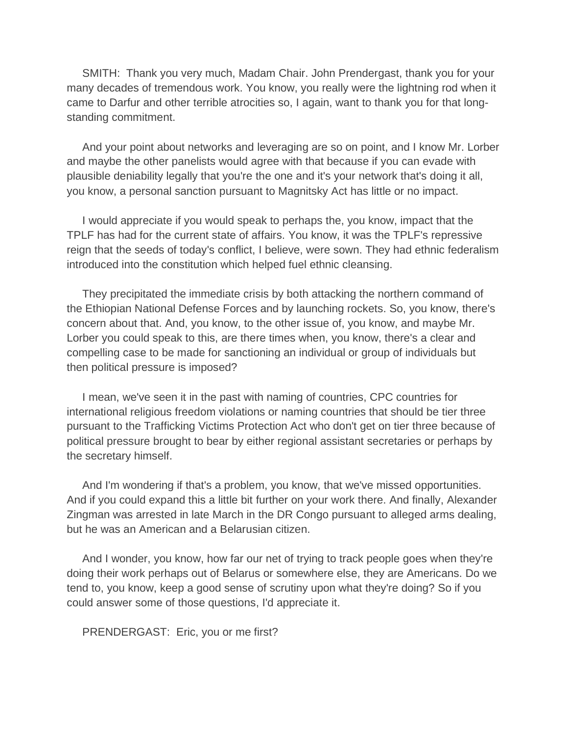SMITH: Thank you very much, Madam Chair. John Prendergast, thank you for your many decades of tremendous work. You know, you really were the lightning rod when it came to Darfur and other terrible atrocities so, I again, want to thank you for that long-standing commitment.

And your point about networks and leveraging are so on point, and I know Mr. Lorber and maybe the other panelists would agree with that because if you can evade with plausible deniability legally that you're the one and it's your network that's doing it all, you know, a personal sanction pursuant to Magnitsky Act has little or no impact.

I would appreciate if you would speak to perhaps the, you know, impact that the TPLF has had for the current state of affairs. You know, it was the TPLF's repressive reign that the seeds of today's conflict, I believe, were sown. They had ethnic federalism introduced into the constitution which helped fuel ethnic cleansing.

They precipitated the immediate crisis by both attacking the northern command of the Ethiopian National Defense Forces and by launching rockets. So, you know, there's concern about that. And, you know, to the other issue of, you know, and maybe Mr. Lorber you could speak to this, are there times when, you know, there's a clear and compelling case to be made for sanctioning an individual or group of individuals but then political pressure is imposed?

I mean, we've seen it in the past with naming of countries, CPC countries for international religious freedom violations or naming countries that should be tier three pursuant to the Trafficking Victims Protection Act who don't get on tier three because of political pressure brought to bear by either regional assistant secretaries or perhaps by the secretary himself.

And I'm wondering if that's a problem, you know, that we've missed opportunities. And if you could expand this a little bit further on your work there. And finally, Alexander Zingman was arrested in late March in the DR Congo pursuant to alleged arms dealing, but he was an American and a Belarusian citizen.

And I wonder, you know, how far our net of trying to track people goes when they're doing their work perhaps out of Belarus or somewhere else, they are Americans. Do we tend to, you know, keep a good sense of scrutiny upon what they're doing? So if you could answer some of those questions, I'd appreciate it.

PRENDERGAST: Eric, you or me first?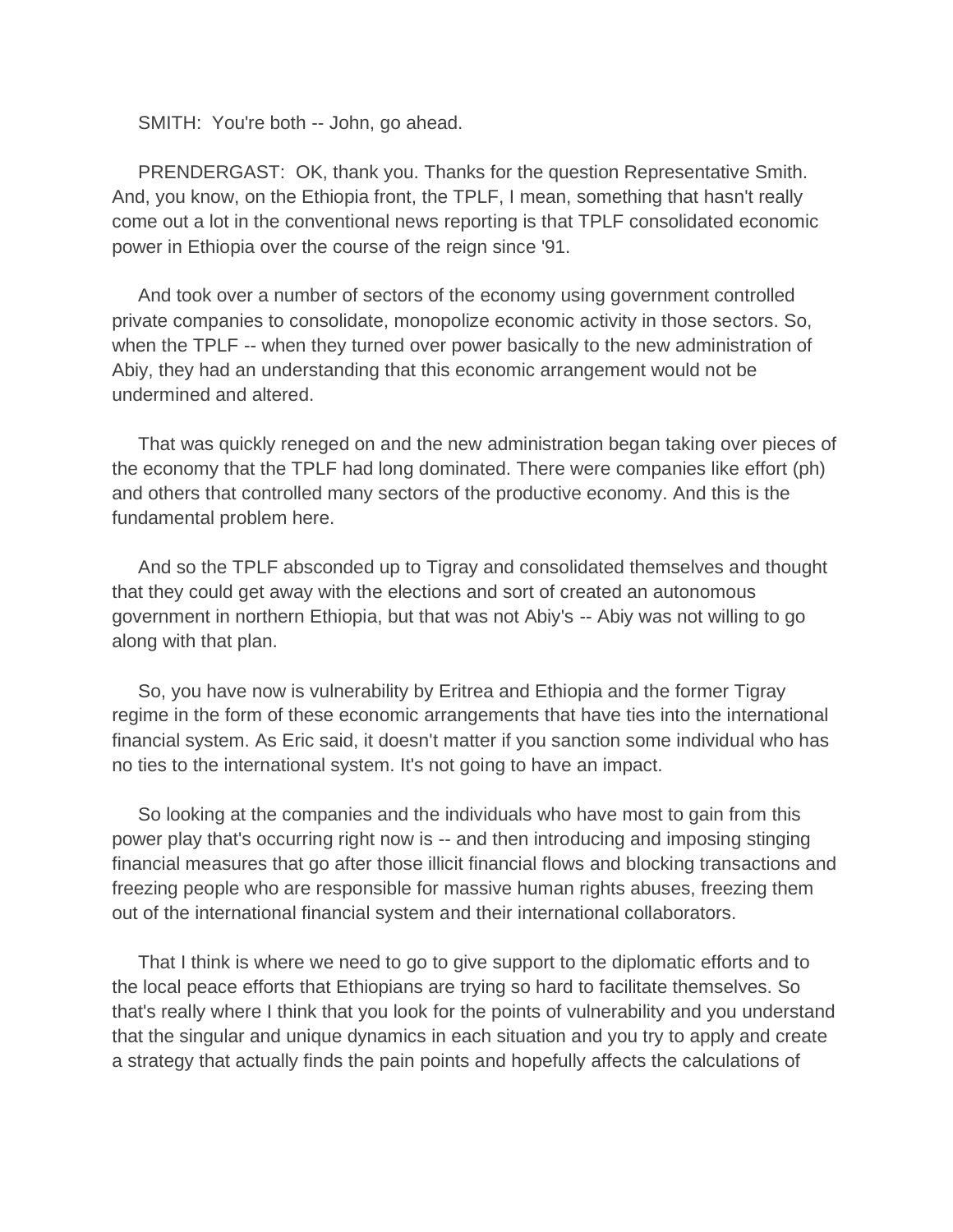SMITH: You're both -- John, go ahead.

PRENDERGAST: OK, thank you. Thanks for the question Representative Smith. And, you know, on the Ethiopia front, the TPLF, I mean, something that hasn't really come out a lot in the conventional news reporting is that TPLF consolidated economic power in Ethiopia over the course of the reign since '91.

And took over a number of sectors of the economy using government controlled private companies to consolidate, monopolize economic activity in those sectors. So, when the TPLF -- when they turned over power basically to the new administration of Abiy, they had an understanding that this economic arrangement would not be undermined and altered.

That was quickly reneged on and the new administration began taking over pieces of the economy that the TPLF had long dominated. There were companies like effort (ph) and others that controlled many sectors of the productive economy. And this is the fundamental problem here.

And so the TPLF absconded up to Tigray and consolidated themselves and thought that they could get away with the elections and sort of created an autonomous government in northern Ethiopia, but that was not Abiy's -- Abiy was not willing to go along with that plan.

So, you have now is vulnerability by Eritrea and Ethiopia and the former Tigray regime in the form of these economic arrangements that have ties into the international financial system. As Eric said, it doesn't matter if you sanction some individual who has no ties to the international system. It's not going to have an impact.

So looking at the companies and the individuals who have most to gain from this power play that's occurring right now is -- and then introducing and imposing stinging financial measures that go after those illicit financial flows and blocking transactions and freezing people who are responsible for massive human rights abuses, freezing them out of the international financial system and their international collaborators.

That I think is where we need to go to give support to the diplomatic efforts and to the local peace efforts that Ethiopians are trying so hard to facilitate themselves. So that's really where I think that you look for the points of vulnerability and you understand that the singular and unique dynamics in each situation and you try to apply and create a strategy that actually finds the pain points and hopefully affects the calculations of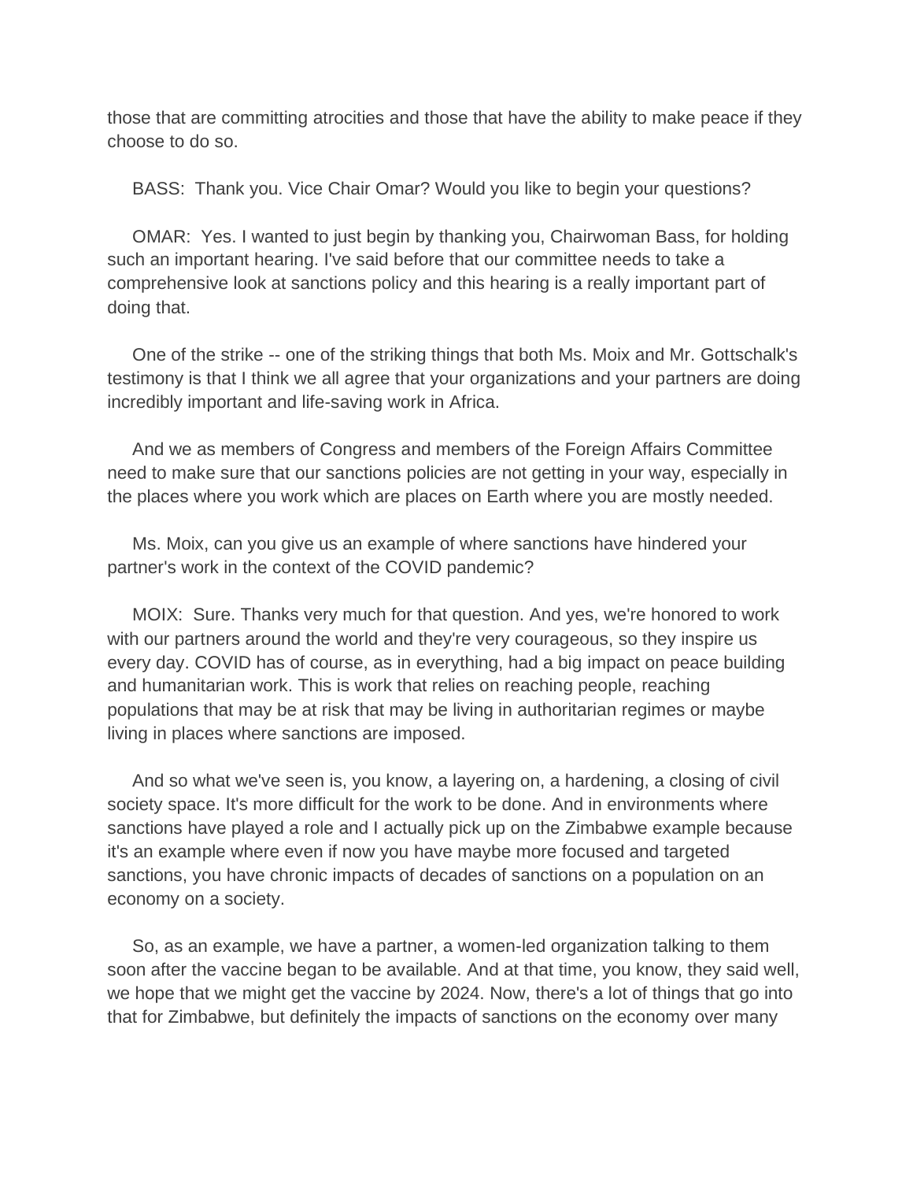those that are committing atrocities and those that have the ability to make peace if they choose to do so.

BASS: Thank you. Vice Chair Omar? Would you like to begin your questions?

OMAR: Yes. I wanted to just begin by thanking you, Chairwoman Bass, for holding such an important hearing. I've said before that our committee needs to take a comprehensive look at sanctions policy and this hearing is a really important part of doing that.

One of the strike -- one of the striking things that both Ms. Moix and Mr. Gottschalk's testimony is that I think we all agree that your organizations and your partners are doing incredibly important and life-saving work in Africa.

And we as members of Congress and members of the Foreign Affairs Committee need to make sure that our sanctions policies are not getting in your way, especially in the places where you work which are places on Earth where you are mostly needed.

Ms. Moix, can you give us an example of where sanctions have hindered your partner's work in the context of the COVID pandemic?

MOIX: Sure. Thanks very much for that question. And yes, we're honored to work with our partners around the world and they're very courageous, so they inspire us every day. COVID has of course, as in everything, had a big impact on peace building and humanitarian work. This is work that relies on reaching people, reaching populations that may be at risk that may be living in authoritarian regimes or maybe living in places where sanctions are imposed.

And so what we've seen is, you know, a layering on, a hardening, a closing of civil society space. It's more difficult for the work to be done. And in environments where sanctions have played a role and I actually pick up on the Zimbabwe example because it's an example where even if now you have maybe more focused and targeted sanctions, you have chronic impacts of decades of sanctions on a population on an economy on a society.

So, as an example, we have a partner, a women-led organization talking to them soon after the vaccine began to be available. And at that time, you know, they said well, we hope that we might get the vaccine by 2024. Now, there's a lot of things that go into that for Zimbabwe, but definitely the impacts of sanctions on the economy over many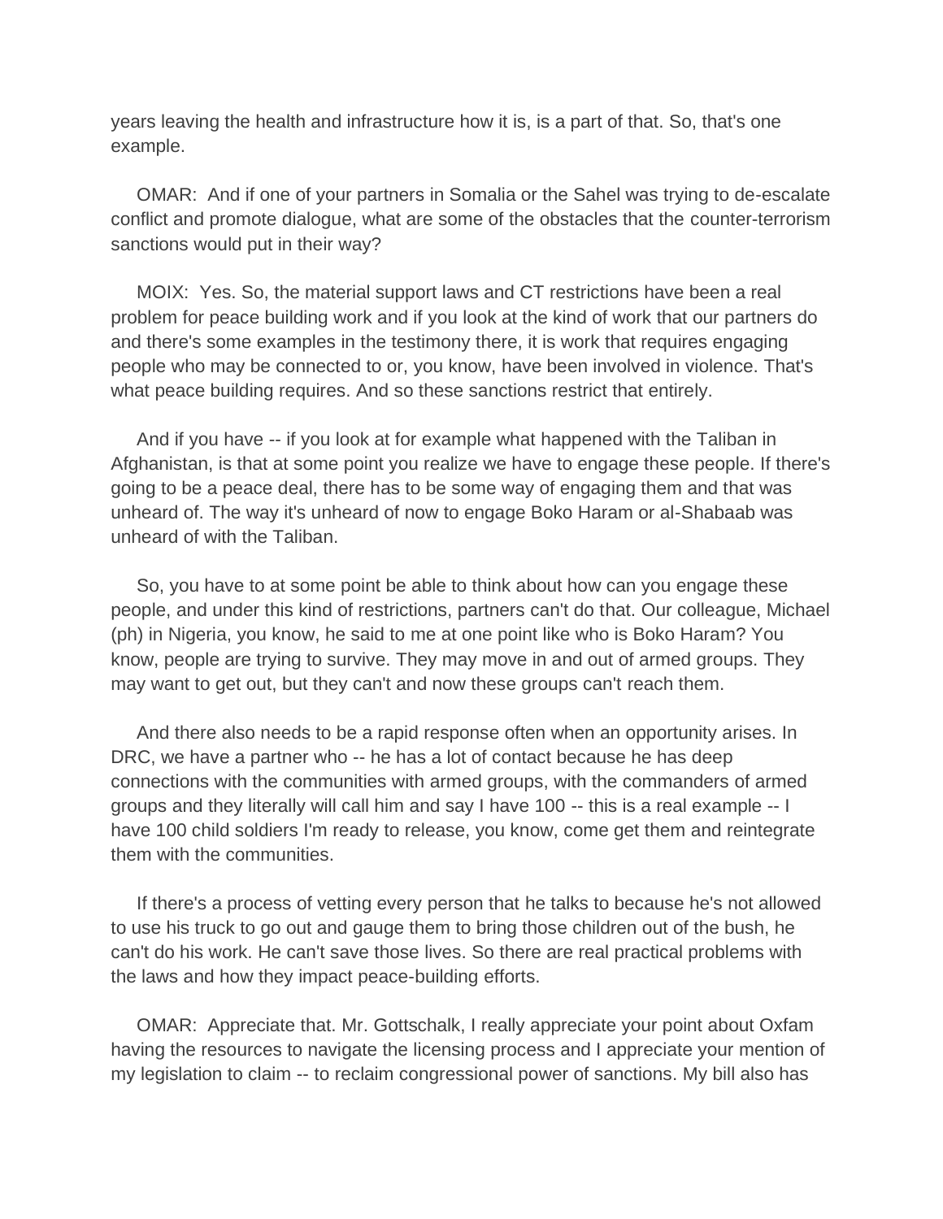years leaving the health and infrastructure how it is, is a part of that. So, that's one example.

OMAR: And if one of your partners in Somalia or the Sahel was trying to de-escalate conflict and promote dialogue, what are some of the obstacles that the counter-terrorism sanctions would put in their way?

MOIX: Yes. So, the material support laws and CT restrictions have been a real problem for peace building work and if you look at the kind of work that our partners do and there's some examples in the testimony there, it is work that requires engaging people who may be connected to or, you know, have been involved in violence. That's what peace building requires. And so these sanctions restrict that entirely.

And if you have -- if you look at for example what happened with the Taliban in Afghanistan, is that at some point you realize we have to engage these people. If there's going to be a peace deal, there has to be some way of engaging them and that was unheard of. The way it's unheard of now to engage Boko Haram or al-Shabaab was unheard of with the Taliban.

So, you have to at some point be able to think about how can you engage these people, and under this kind of restrictions, partners can't do that. Our colleague, Michael (ph) in Nigeria, you know, he said to me at one point like who is Boko Haram? You know, people are trying to survive. They may move in and out of armed groups. They may want to get out, but they can't and now these groups can't reach them.

And there also needs to be a rapid response often when an opportunity arises. In DRC, we have a partner who -- he has a lot of contact because he has deep connections with the communities with armed groups, with the commanders of armed groups and they literally will call him and say I have 100 -- this is a real example -- I have 100 child soldiers I'm ready to release, you know, come get them and reintegrate them with the communities.

If there's a process of vetting every person that he talks to because he's not allowed to use his truck to go out and gauge them to bring those children out of the bush, he can't do his work. He can't save those lives. So there are real practical problems with the laws and how they impact peace-building efforts.

OMAR: Appreciate that. Mr. Gottschalk, I really appreciate your point about Oxfam having the resources to navigate the licensing process and I appreciate your mention of my legislation to claim -- to reclaim congressional power of sanctions. My bill also has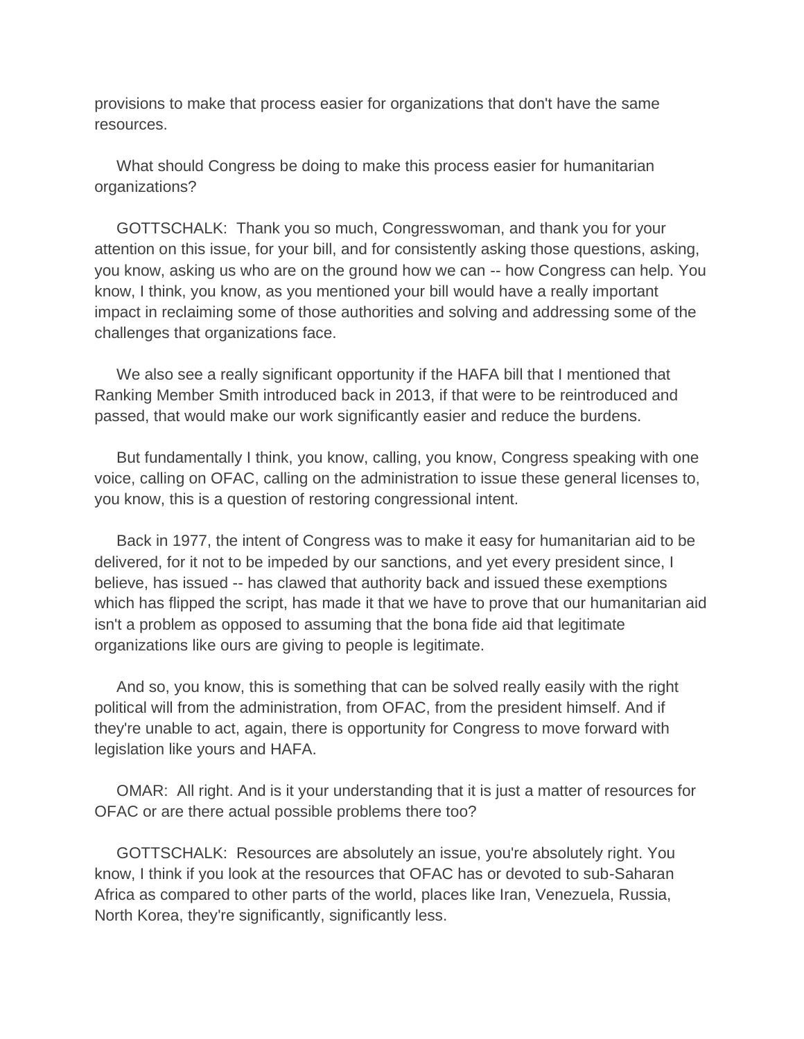provisions to make that process easier for organizations that don't have the same resources.

What should Congress be doing to make this process easier for humanitarian organizations?

GOTTSCHALK: Thank you so much, Congresswoman, and thank you for your attention on this issue, for your bill, and for consistently asking those questions, asking, you know, asking us who are on the ground how we can -- how Congress can help. You know, I think, you know, as you mentioned your bill would have a really important impact in reclaiming some of those authorities and solving and addressing some of the challenges that organizations face.

We also see a really significant opportunity if the HAFA bill that I mentioned that Ranking Member Smith introduced back in 2013, if that were to be reintroduced and passed, that would make our work significantly easier and reduce the burdens.

But fundamentally I think, you know, calling, you know, Congress speaking with one voice, calling on OFAC, calling on the administration to issue these general licenses to, you know, this is a question of restoring congressional intent.

Back in 1977, the intent of Congress was to make it easy for humanitarian aid to be delivered, for it not to be impeded by our sanctions, and yet every president since, I believe, has issued -- has clawed that authority back and issued these exemptions which has flipped the script, has made it that we have to prove that our humanitarian aid isn't a problem as opposed to assuming that the bona fide aid that legitimate organizations like ours are giving to people is legitimate.

And so, you know, this is something that can be solved really easily with the right political will from the administration, from OFAC, from the president himself. And if they're unable to act, again, there is opportunity for Congress to move forward with legislation like yours and HAFA.

OMAR: All right. And is it your understanding that it is just a matter of resources for OFAC or are there actual possible problems there too?

GOTTSCHALK: Resources are absolutely an issue, you're absolutely right. You know, I think if you look at the resources that OFAC has or devoted to sub-Saharan Africa as compared to other parts of the world, places like Iran, Venezuela, Russia, North Korea, they're significantly, significantly less.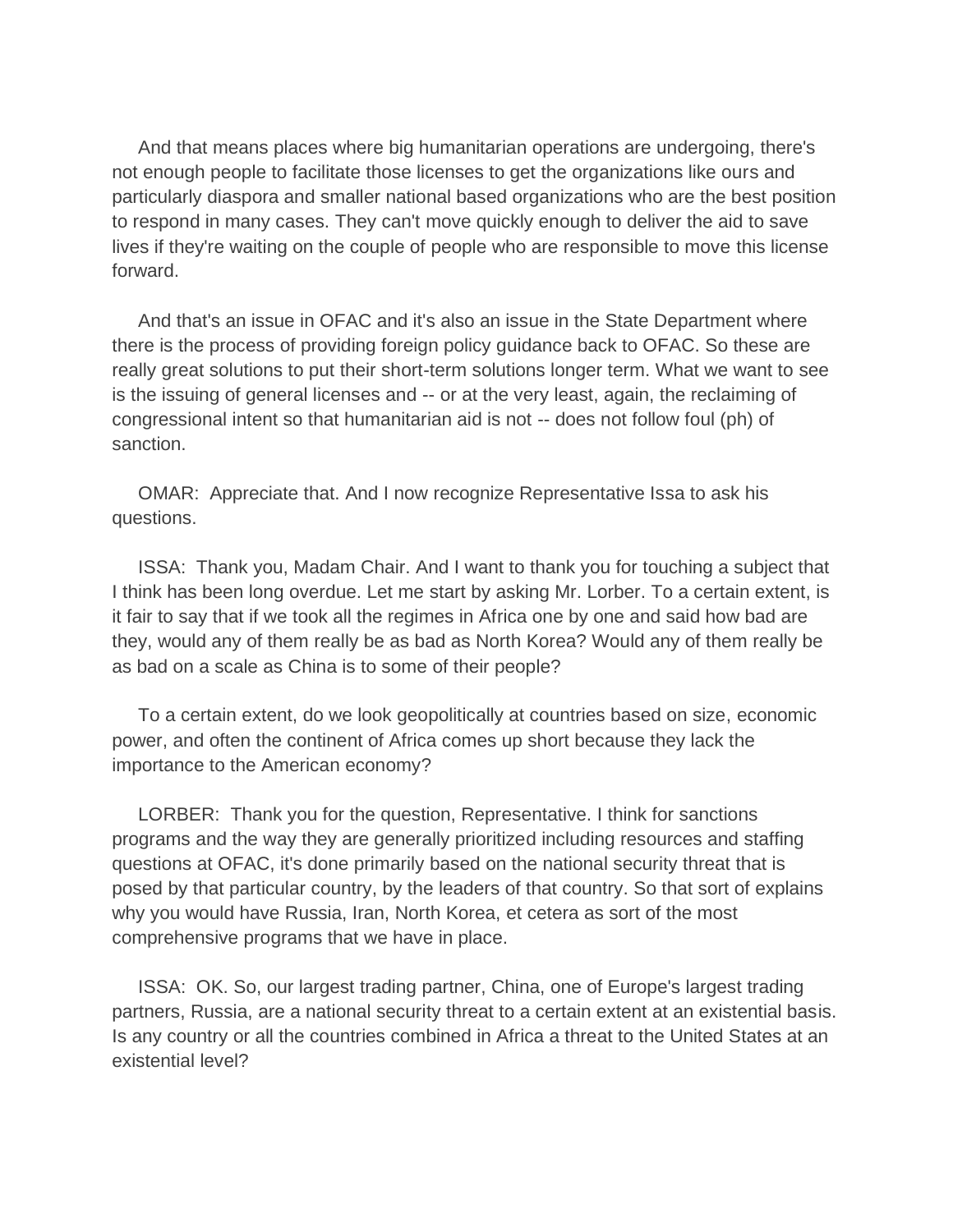And that means places where big humanitarian operations are undergoing, there's not enough people to facilitate those licenses to get the organizations like ours and particularly diaspora and smaller national based organizations who are the best position to respond in many cases. They can't move quickly enough to deliver the aid to save lives if they're waiting on the couple of people who are responsible to move this license forward.

And that's an issue in OFAC and it's also an issue in the State Department where there is the process of providing foreign policy guidance back to OFAC. So these are really great solutions to put their short-term solutions longer term. What we want to see is the issuing of general licenses and -- or at the very least, again, the reclaiming of congressional intent so that humanitarian aid is not -- does not follow foul (ph) of sanction.

OMAR: Appreciate that. And I now recognize Representative Issa to ask his questions.

ISSA: Thank you, Madam Chair. And I want to thank you for touching a subject that I think has been long overdue. Let me start by asking Mr. Lorber. To a certain extent, is it fair to say that if we took all the regimes in Africa one by one and said how bad are they, would any of them really be as bad as North Korea? Would any of them really be as bad on a scale as China is to some of their people?

To a certain extent, do we look geopolitically at countries based on size, economic power, and often the continent of Africa comes up short because they lack the importance to the American economy?

LORBER: Thank you for the question, Representative. I think for sanctions programs and the way they are generally prioritized including resources and staffing questions at OFAC, it's done primarily based on the national security threat that is posed by that particular country, by the leaders of that country. So that sort of explains why you would have Russia, Iran, North Korea, et cetera as sort of the most comprehensive programs that we have in place.

ISSA: OK. So, our largest trading partner, China, one of Europe's largest trading partners, Russia, are a national security threat to a certain extent at an existential basis. Is any country or all the countries combined in Africa a threat to the United States at an existential level?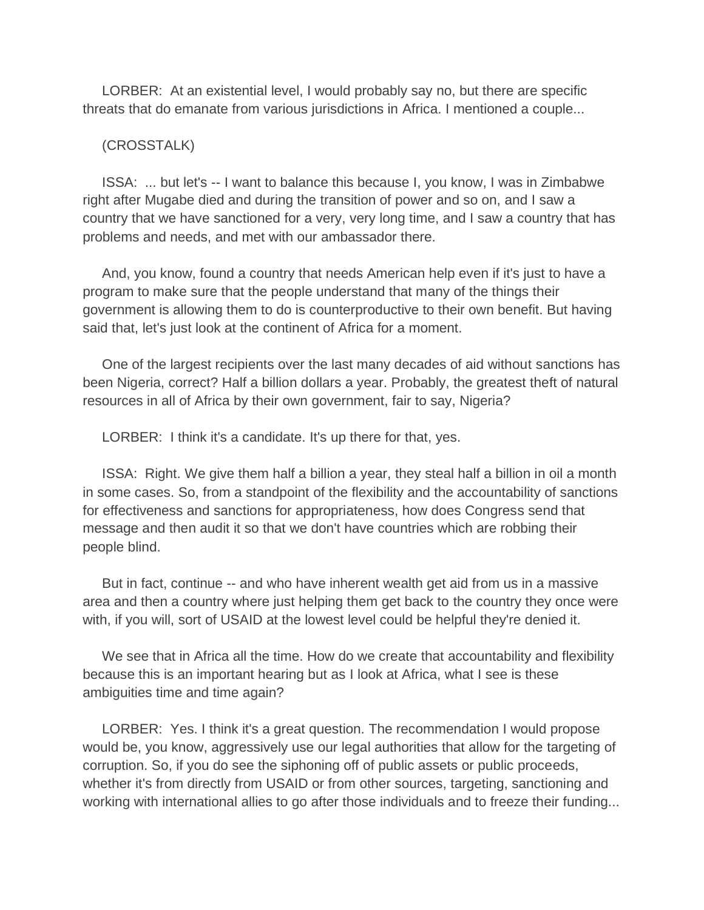LORBER: At an existential level, I would probably say no, but there are specific threats that do emanate from various jurisdictions in Africa. I mentioned a couple...

(CROSSTALK)

ISSA: ... but let's -- I want to balance this because I, you know, I was in Zimbabwe right after Mugabe died and during the transition of power and so on, and I saw a country that we have sanctioned for a very, very long time, and I saw a country that has problems and needs, and met with our ambassador there.

And, you know, found a country that needs American help even if it's just to have a program to make sure that the people understand that many of the things their government is allowing them to do is counterproductive to their own benefit. But having said that, let's just look at the continent of Africa for a moment.

One of the largest recipients over the last many decades of aid without sanctions has been Nigeria, correct? Half a billion dollars a year. Probably, the greatest theft of natural resources in all of Africa by their own government, fair to say, Nigeria?

LORBER: I think it's a candidate. It's up there for that, yes.

ISSA: Right. We give them half a billion a year, they steal half a billion in oil a month in some cases. So, from a standpoint of the flexibility and the accountability of sanctions for effectiveness and sanctions for appropriateness, how does Congress send that message and then audit it so that we don't have countries which are robbing their people blind.

But in fact, continue -- and who have inherent wealth get aid from us in a massive area and then a country where just helping them get back to the country they once were with, if you will, sort of USAID at the lowest level could be helpful they're denied it.

We see that in Africa all the time. How do we create that accountability and flexibility because this is an important hearing but as I look at Africa, what I see is these ambiguities time and time again?

LORBER: Yes. I think it's a great question. The recommendation I would propose would be, you know, aggressively use our legal authorities that allow for the targeting of corruption. So, if you do see the siphoning off of public assets or public proceeds, whether it's from directly from USAID or from other sources, targeting, sanctioning and working with international allies to go after those individuals and to freeze their funding...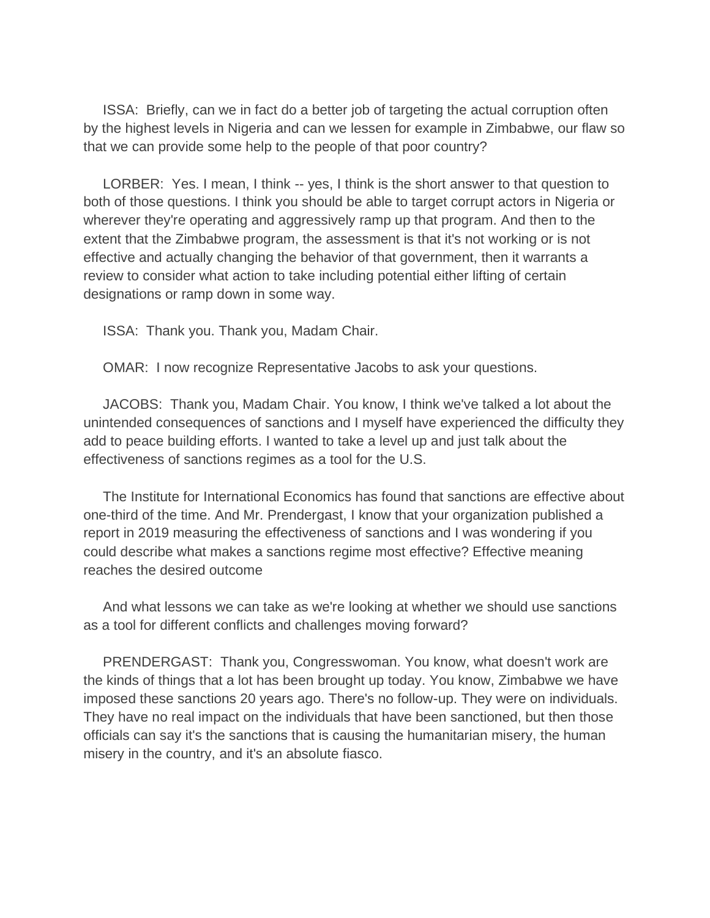ISSA: Briefly, can we in fact do a better job of targeting the actual corruption often by the highest levels in Nigeria and can we lessen for example in Zimbabwe, our flaw so that we can provide some help to the people of that poor country?

LORBER: Yes. I mean, I think -- yes, I think is the short answer to that question to both of those questions. I think you should be able to target corrupt actors in Nigeria or wherever they're operating and aggressively ramp up that program. And then to the extent that the Zimbabwe program, the assessment is that it's not working or is not effective and actually changing the behavior of that government, then it warrants a review to consider what action to take including potential either lifting of certain designations or ramp down in some way.

ISSA: Thank you. Thank you, Madam Chair.

OMAR: I now recognize Representative Jacobs to ask your questions.

JACOBS: Thank you, Madam Chair. You know, I think we've talked a lot about the unintended consequences of sanctions and I myself have experienced the difficulty they add to peace building efforts. I wanted to take a level up and just talk about the effectiveness of sanctions regimes as a tool for the U.S.

The Institute for International Economics has found that sanctions are effective about one-third of the time. And Mr. Prendergast, I know that your organization published a report in 2019 measuring the effectiveness of sanctions and I was wondering if you could describe what makes a sanctions regime most effective? Effective meaning reaches the desired outcome

And what lessons we can take as we're looking at whether we should use sanctions as a tool for different conflicts and challenges moving forward?

PRENDERGAST: Thank you, Congresswoman. You know, what doesn't work are the kinds of things that a lot has been brought up today. You know, Zimbabwe we have imposed these sanctions 20 years ago. There's no follow-up. They were on individuals. They have no real impact on the individuals that have been sanctioned, but then those officials can say it's the sanctions that is causing the humanitarian misery, the human misery in the country, and it's an absolute fiasco.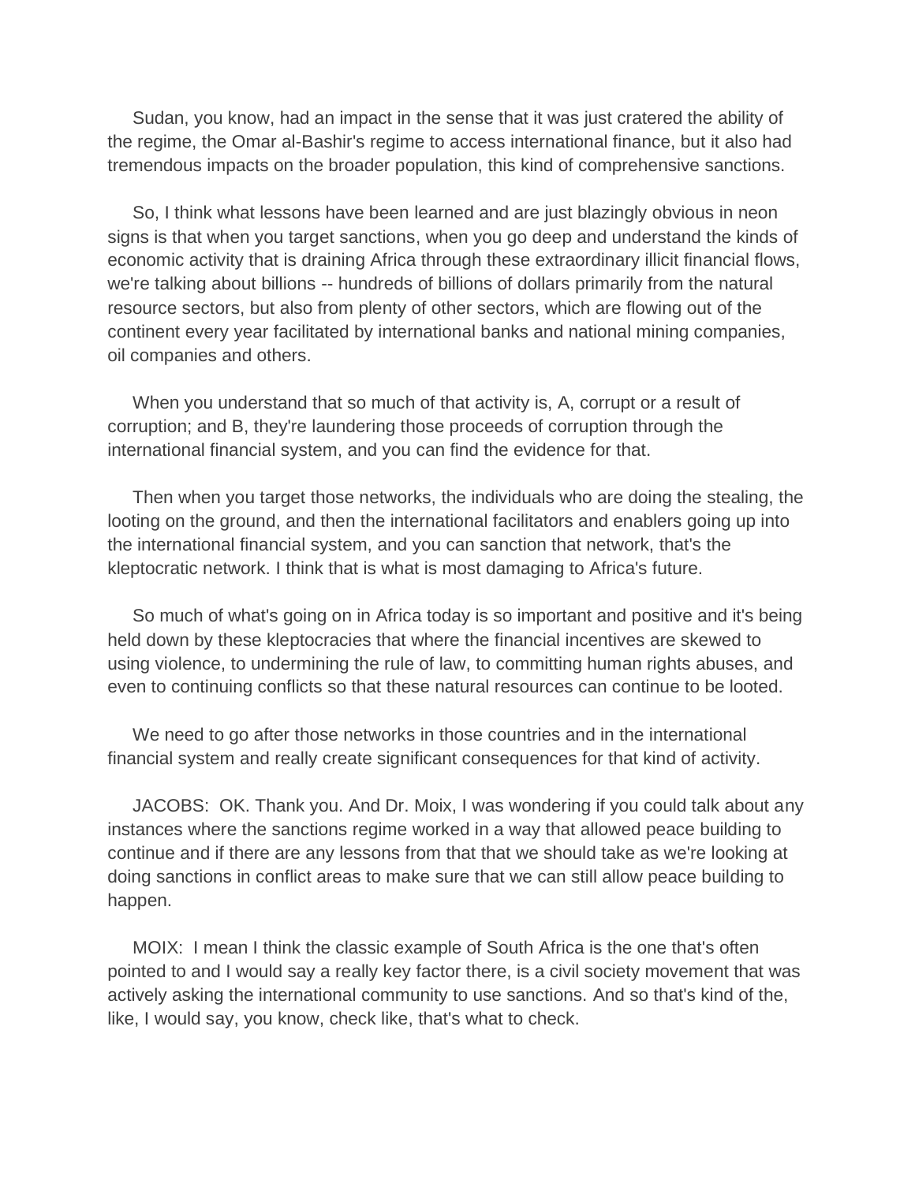Sudan, you know, had an impact in the sense that it was just cratered the ability of the regime, the Omar al-Bashir's regime to access international finance, but it also had tremendous impacts on the broader population, this kind of comprehensive sanctions.

So, I think what lessons have been learned and are just blazingly obvious in neon signs is that when you target sanctions, when you go deep and understand the kinds of economic activity that is draining Africa through these extraordinary illicit financial flows, we're talking about billions -- hundreds of billions of dollars primarily from the natural resource sectors, but also from plenty of other sectors, which are flowing out of the continent every year facilitated by international banks and national mining companies, oil companies and others.

When you understand that so much of that activity is, A, corrupt or a result of corruption; and B, they're laundering those proceeds of corruption through the international financial system, and you can find the evidence for that.

Then when you target those networks, the individuals who are doing the stealing, the looting on the ground, and then the international facilitators and enablers going up into the international financial system, and you can sanction that network, that's the kleptocratic network. I think that is what is most damaging to Africa's future.

So much of what's going on in Africa today is so important and positive and it's being held down by these kleptocracies that where the financial incentives are skewed to using violence, to undermining the rule of law, to committing human rights abuses, and even to continuing conflicts so that these natural resources can continue to be looted.

We need to go after those networks in those countries and in the international financial system and really create significant consequences for that kind of activity.

JACOBS: OK. Thank you. And Dr. Moix, I was wondering if you could talk about any instances where the sanctions regime worked in a way that allowed peace building to continue and if there are any lessons from that that we should take as we're looking at doing sanctions in conflict areas to make sure that we can still allow peace building to happen.

MOIX: I mean I think the classic example of South Africa is the one that's often pointed to and I would say a really key factor there, is a civil society movement that was actively asking the international community to use sanctions. And so that's kind of the, like, I would say, you know, check like, that's what to check.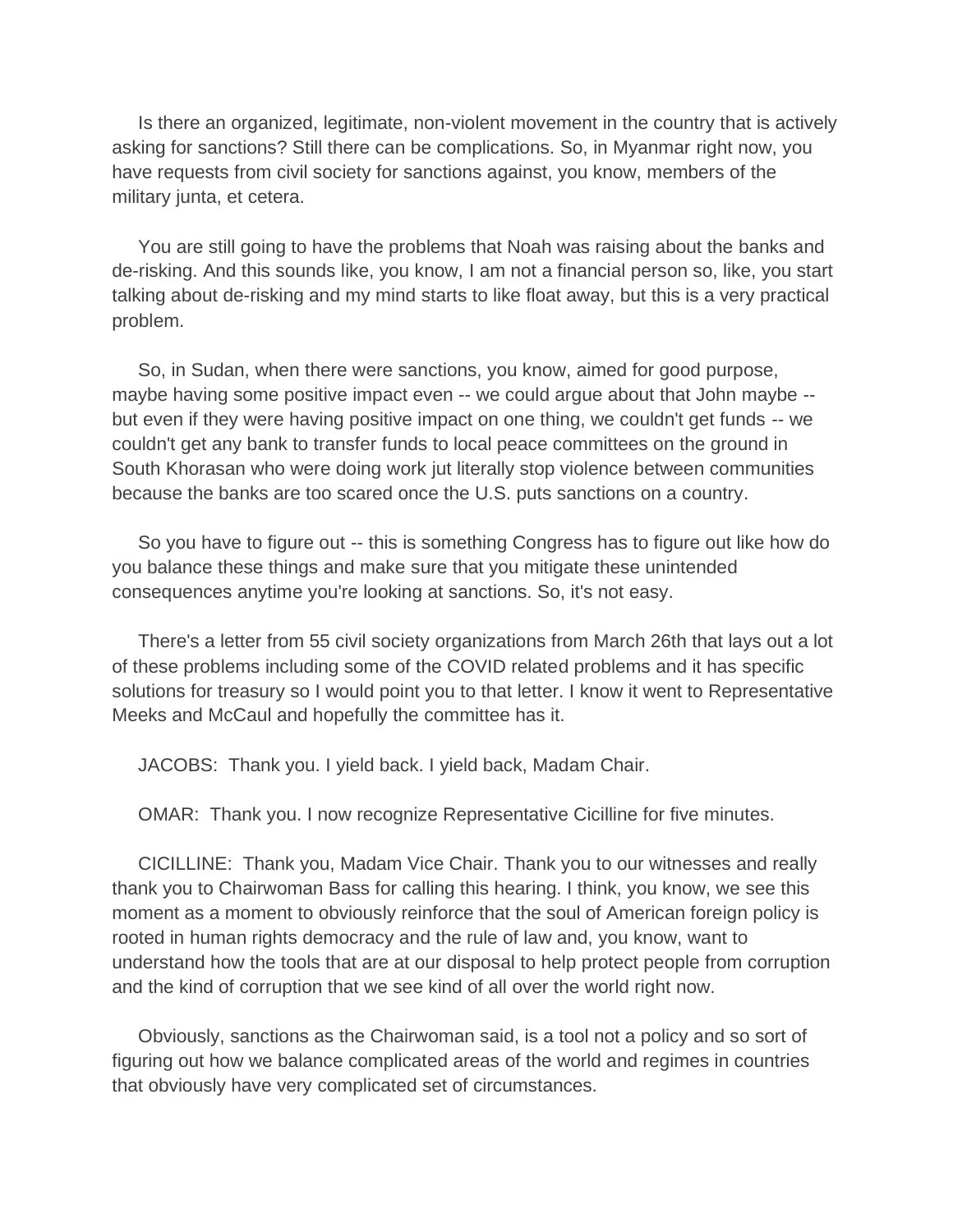Is there an organized, legitimate, non-violent movement in the country that is actively asking for sanctions? Still there can be complications. So, in Myanmar right now, you have requests from civil society for sanctions against, you know, members of the military junta, et cetera.

You are still going to have the problems that Noah was raising about the banks and de-risking. And this sounds like, you know, I am not a financial person so, like, you start talking about de-risking and my mind starts to like float away, but this is a very practical problem.

So, in Sudan, when there were sanctions, you know, aimed for good purpose, maybe having some positive impact even -- we could argue about that John maybe -- but even if they were having positive impact on one thing, we couldn't get funds -- we couldn't get any bank to transfer funds to local peace committees on the ground in South Khorasan who were doing work jut literally stop violence between communities because the banks are too scared once the U.S. puts sanctions on a country.

So you have to figure out -- this is something Congress has to figure out like how do you balance these things and make sure that you mitigate these unintended consequences anytime you're looking at sanctions. So, it's not easy.

There's a letter from 55 civil society organizations from March 26th that lays out a lot of these problems including some of the COVID related problems and it has specific solutions for treasury so I would point you to that letter. I know it went to Representative Meeks and McCaul and hopefully the committee has it.

JACOBS: Thank you. I yield back. I yield back, Madam Chair.

OMAR: Thank you. I now recognize Representative Cicilline for five minutes.

CICILLINE: Thank you, Madam Vice Chair. Thank you to our witnesses and really thank you to Chairwoman Bass for calling this hearing. I think, you know, we see this moment as a moment to obviously reinforce that the soul of American foreign policy is rooted in human rights democracy and the rule of law and, you know, want to understand how the tools that are at our disposal to help protect people from corruption and the kind of corruption that we see kind of all over the world right now.

Obviously, sanctions as the Chairwoman said, is a tool not a policy and so sort of figuring out how we balance complicated areas of the world and regimes in countries that obviously have very complicated set of circumstances.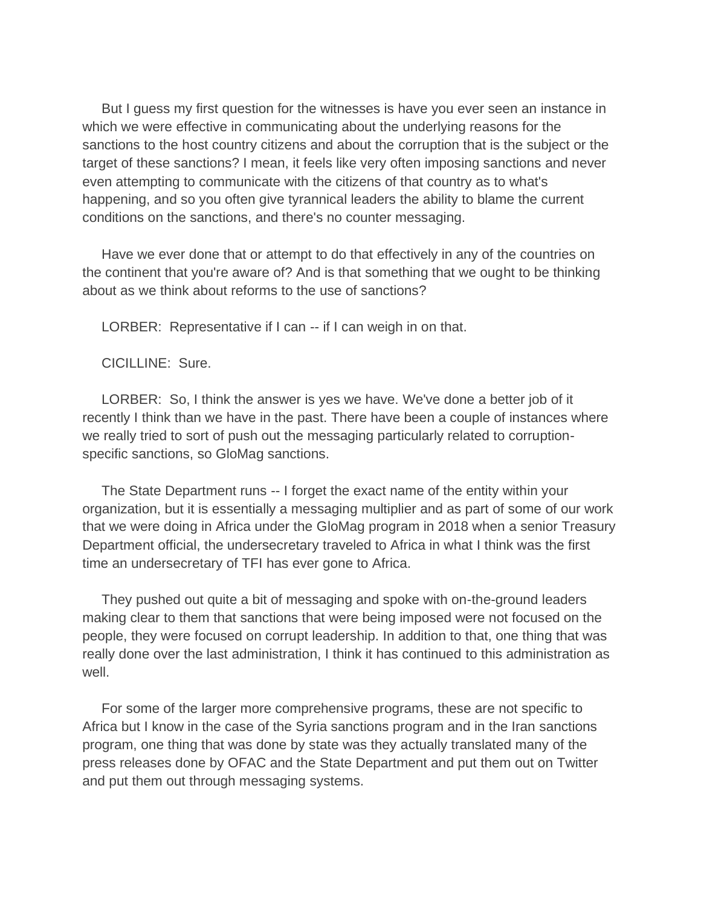But I guess my first question for the witnesses is have you ever seen an instance in which we were effective in communicating about the underlying reasons for the sanctions to the host country citizens and about the corruption that is the subject or the target of these sanctions? I mean, it feels like very often imposing sanctions and never even attempting to communicate with the citizens of that country as to what's happening, and so you often give tyrannical leaders the ability to blame the current conditions on the sanctions, and there's no counter messaging.

Have we ever done that or attempt to do that effectively in any of the countries on the continent that you're aware of? And is that something that we ought to be thinking about as we think about reforms to the use of sanctions?

LORBER: Representative if I can -- if I can weigh in on that.

CICILLINE: Sure.

LORBER: So, I think the answer is yes we have. We've done a better job of it recently I think than we have in the past. There have been a couple of instances where we really tried to sort of push out the messaging particularly related to corruption-specific sanctions, so GloMag sanctions.

The State Department runs -- I forget the exact name of the entity within your organization, but it is essentially a messaging multiplier and as part of some of our work that we were doing in Africa under the GloMag program in 2018 when a senior Treasury Department official, the undersecretary traveled to Africa in what I think was the first time an undersecretary of TFI has ever gone to Africa.

They pushed out quite a bit of messaging and spoke with on-the-ground leaders making clear to them that sanctions that were being imposed were not focused on the people, they were focused on corrupt leadership. In addition to that, one thing that was really done over the last administration, I think it has continued to this administration as well.

For some of the larger more comprehensive programs, these are not specific to Africa but I know in the case of the Syria sanctions program and in the Iran sanctions program, one thing that was done by state was they actually translated many of the press releases done by OFAC and the State Department and put them out on Twitter and put them out through messaging systems.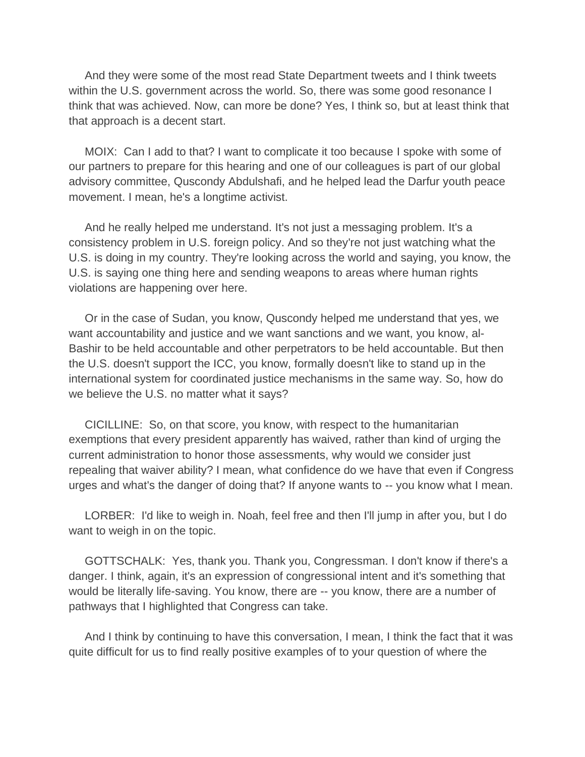And they were some of the most read State Department tweets and I think tweets within the U.S. government across the world. So, there was some good resonance I think that was achieved. Now, can more be done? Yes, I think so, but at least think that that approach is a decent start.

MOIX: Can I add to that? I want to complicate it too because I spoke with some of our partners to prepare for this hearing and one of our colleagues is part of our global advisory committee, Quscondy Abdulshafi, and he helped lead the Darfur youth peace movement. I mean, he's a longtime activist.

And he really helped me understand. It's not just a messaging problem. It's a consistency problem in U.S. foreign policy. And so they're not just watching what the U.S. is doing in my country. They're looking across the world and saying, you know, the U.S. is saying one thing here and sending weapons to areas where human rights violations are happening over here.

Or in the case of Sudan, you know, Quscondy helped me understand that yes, we want accountability and justice and we want sanctions and we want, you know, al-Bashir to be held accountable and other perpetrators to be held accountable. But then the U.S. doesn't support the ICC, you know, formally doesn't like to stand up in the international system for coordinated justice mechanisms in the same way. So, how do we believe the U.S. no matter what it says?

CICILLINE: So, on that score, you know, with respect to the humanitarian exemptions that every president apparently has waived, rather than kind of urging the current administration to honor those assessments, why would we consider just repealing that waiver ability? I mean, what confidence do we have that even if Congress urges and what's the danger of doing that? If anyone wants to -- you know what I mean.

LORBER: I'd like to weigh in. Noah, feel free and then I'll jump in after you, but I do want to weigh in on the topic.

GOTTSCHALK: Yes, thank you. Thank you, Congressman. I don't know if there's a danger. I think, again, it's an expression of congressional intent and it's something that would be literally life-saving. You know, there are -- you know, there are a number of pathways that I highlighted that Congress can take.

And I think by continuing to have this conversation, I mean, I think the fact that it was quite difficult for us to find really positive examples of to your question of where the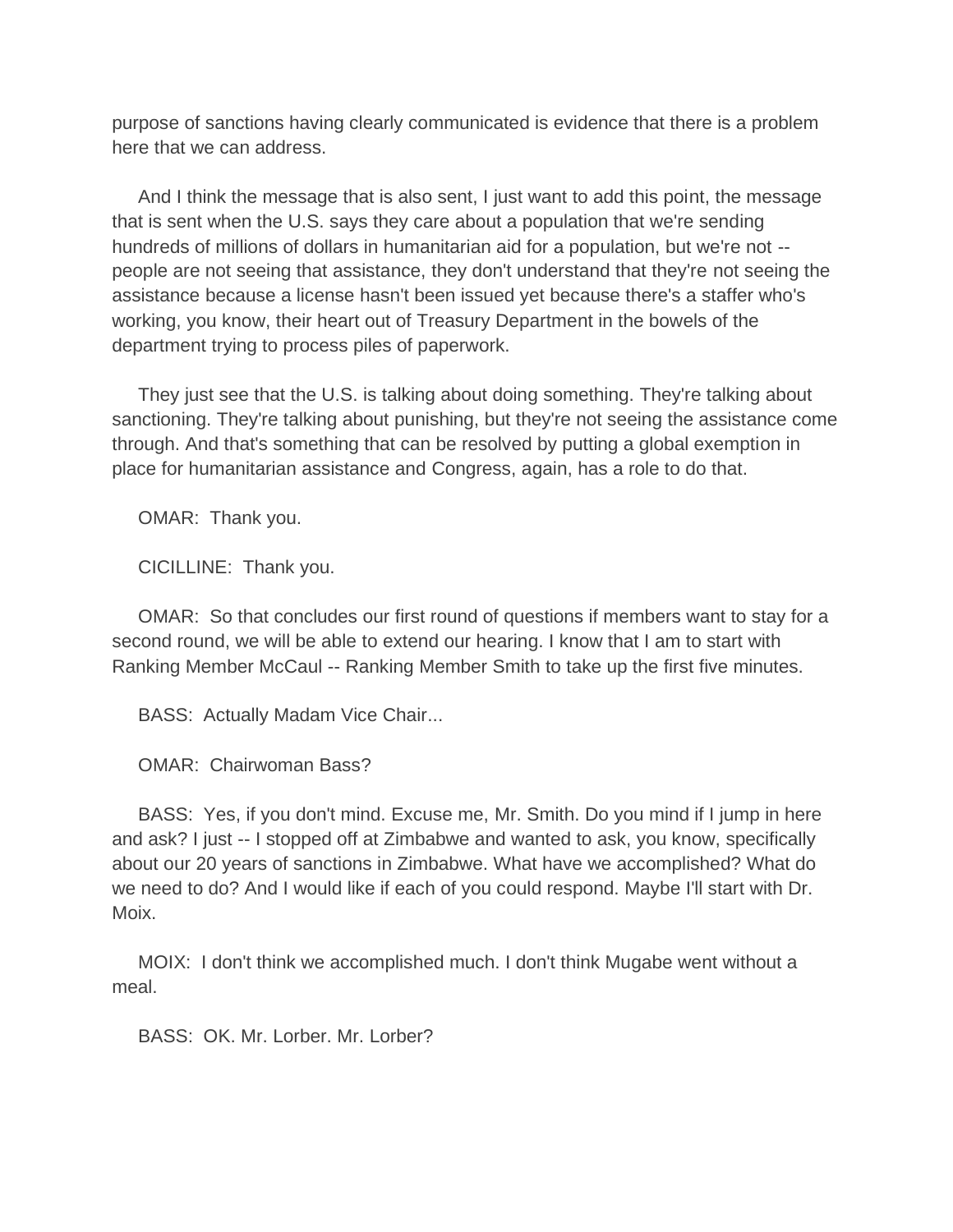purpose of sanctions having clearly communicated is evidence that there is a problem here that we can address.

And I think the message that is also sent, I just want to add this point, the message that is sent when the U.S. says they care about a population that we're sending hundreds of millions of dollars in humanitarian aid for a population, but we're not -- people are not seeing that assistance, they don't understand that they're not seeing the assistance because a license hasn't been issued yet because there's a staffer who's working, you know, their heart out of Treasury Department in the bowels of the department trying to process piles of paperwork.

They just see that the U.S. is talking about doing something. They're talking about sanctioning. They're talking about punishing, but they're not seeing the assistance come through. And that's something that can be resolved by putting a global exemption in place for humanitarian assistance and Congress, again, has a role to do that.

OMAR: Thank you.

CICILLINE: Thank you.

OMAR: So that concludes our first round of questions if members want to stay for a second round, we will be able to extend our hearing. I know that I am to start with Ranking Member McCaul -- Ranking Member Smith to take up the first five minutes.

BASS: Actually Madam Vice Chair...

OMAR: Chairwoman Bass?

BASS: Yes, if you don't mind. Excuse me, Mr. Smith. Do you mind if I jump in here and ask? I just -- I stopped off at Zimbabwe and wanted to ask, you know, specifically about our 20 years of sanctions in Zimbabwe. What have we accomplished? What do we need to do? And I would like if each of you could respond. Maybe I'll start with Dr. Moix.

MOIX: I don't think we accomplished much. I don't think Mugabe went without a meal.

BASS: OK. Mr. Lorber. Mr. Lorber?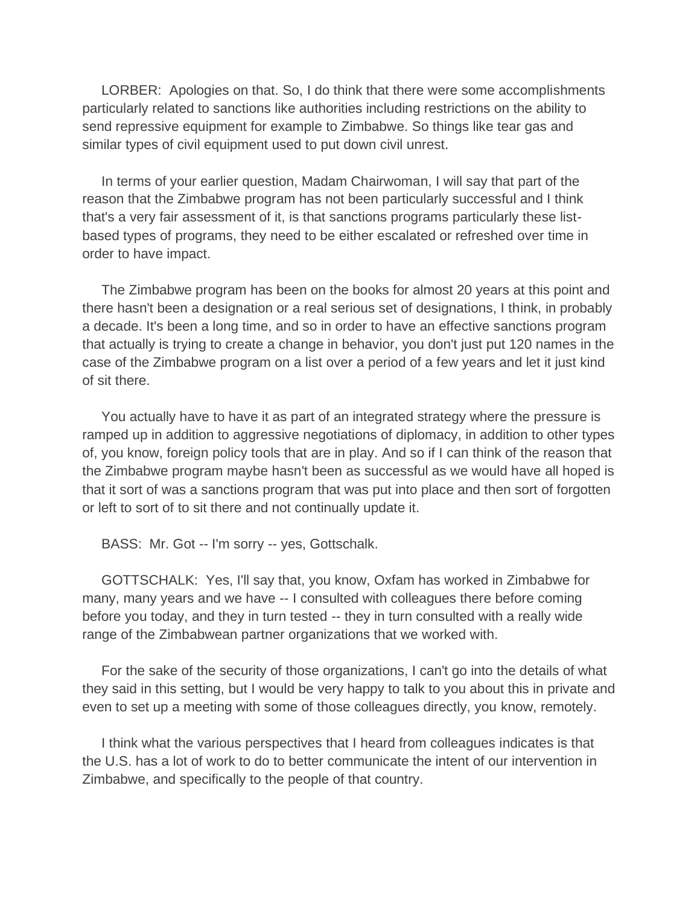LORBER: Apologies on that. So, I do think that there were some accomplishments particularly related to sanctions like authorities including restrictions on the ability to send repressive equipment for example to Zimbabwe. So things like tear gas and similar types of civil equipment used to put down civil unrest.

In terms of your earlier question, Madam Chairwoman, I will say that part of the reason that the Zimbabwe program has not been particularly successful and I think that's a very fair assessment of it, is that sanctions programs particularly these list-based types of programs, they need to be either escalated or refreshed over time in order to have impact.

The Zimbabwe program has been on the books for almost 20 years at this point and there hasn't been a designation or a real serious set of designations, I think, in probably a decade. It's been a long time, and so in order to have an effective sanctions program that actually is trying to create a change in behavior, you don't just put 120 names in the case of the Zimbabwe program on a list over a period of a few years and let it just kind of sit there.

You actually have to have it as part of an integrated strategy where the pressure is ramped up in addition to aggressive negotiations of diplomacy, in addition to other types of, you know, foreign policy tools that are in play. And so if I can think of the reason that the Zimbabwe program maybe hasn't been as successful as we would have all hoped is that it sort of was a sanctions program that was put into place and then sort of forgotten or left to sort of to sit there and not continually update it.

BASS: Mr. Got -- I'm sorry -- yes, Gottschalk.

GOTTSCHALK: Yes, I'll say that, you know, Oxfam has worked in Zimbabwe for many, many years and we have -- I consulted with colleagues there before coming before you today, and they in turn tested -- they in turn consulted with a really wide range of the Zimbabwean partner organizations that we worked with.

For the sake of the security of those organizations, I can't go into the details of what they said in this setting, but I would be very happy to talk to you about this in private and even to set up a meeting with some of those colleagues directly, you know, remotely.

I think what the various perspectives that I heard from colleagues indicates is that the U.S. has a lot of work to do to better communicate the intent of our intervention in Zimbabwe, and specifically to the people of that country.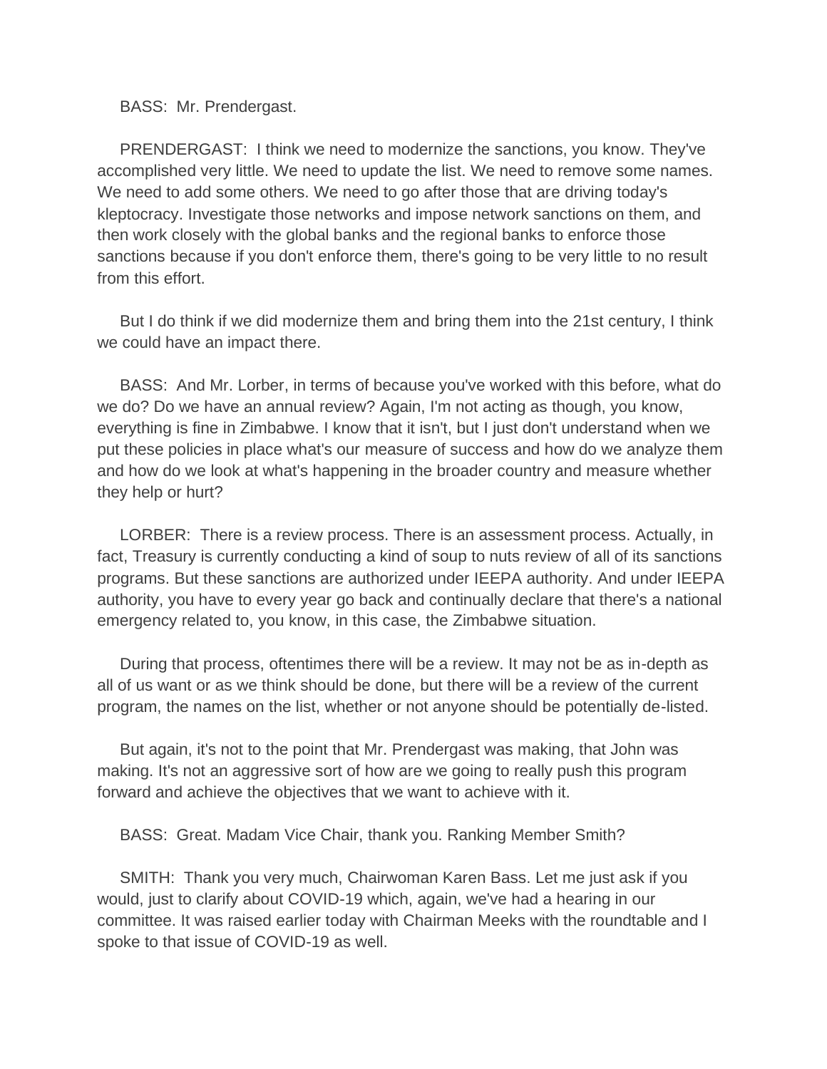BASS: Mr. Prendergast.

PRENDERGAST: I think we need to modernize the sanctions, you know. They've accomplished very little. We need to update the list. We need to remove some names. We need to add some others. We need to go after those that are driving today's kleptocracy. Investigate those networks and impose network sanctions on them, and then work closely with the global banks and the regional banks to enforce those sanctions because if you don't enforce them, there's going to be very little to no result from this effort.

But I do think if we did modernize them and bring them into the 21st century, I think we could have an impact there.

BASS: And Mr. Lorber, in terms of because you've worked with this before, what do we do? Do we have an annual review? Again, I'm not acting as though, you know, everything is fine in Zimbabwe. I know that it isn't, but I just don't understand when we put these policies in place what's our measure of success and how do we analyze them and how do we look at what's happening in the broader country and measure whether they help or hurt?

LORBER: There is a review process. There is an assessment process. Actually, in fact, Treasury is currently conducting a kind of soup to nuts review of all of its sanctions programs. But these sanctions are authorized under IEEPA authority. And under IEEPA authority, you have to every year go back and continually declare that there's a national emergency related to, you know, in this case, the Zimbabwe situation.

During that process, oftentimes there will be a review. It may not be as in-depth as all of us want or as we think should be done, but there will be a review of the current program, the names on the list, whether or not anyone should be potentially de-listed.

But again, it's not to the point that Mr. Prendergast was making, that John was making. It's not an aggressive sort of how are we going to really push this program forward and achieve the objectives that we want to achieve with it.

BASS: Great. Madam Vice Chair, thank you. Ranking Member Smith?

SMITH: Thank you very much, Chairwoman Karen Bass. Let me just ask if you would, just to clarify about COVID-19 which, again, we've had a hearing in our committee. It was raised earlier today with Chairman Meeks with the roundtable and I spoke to that issue of COVID-19 as well.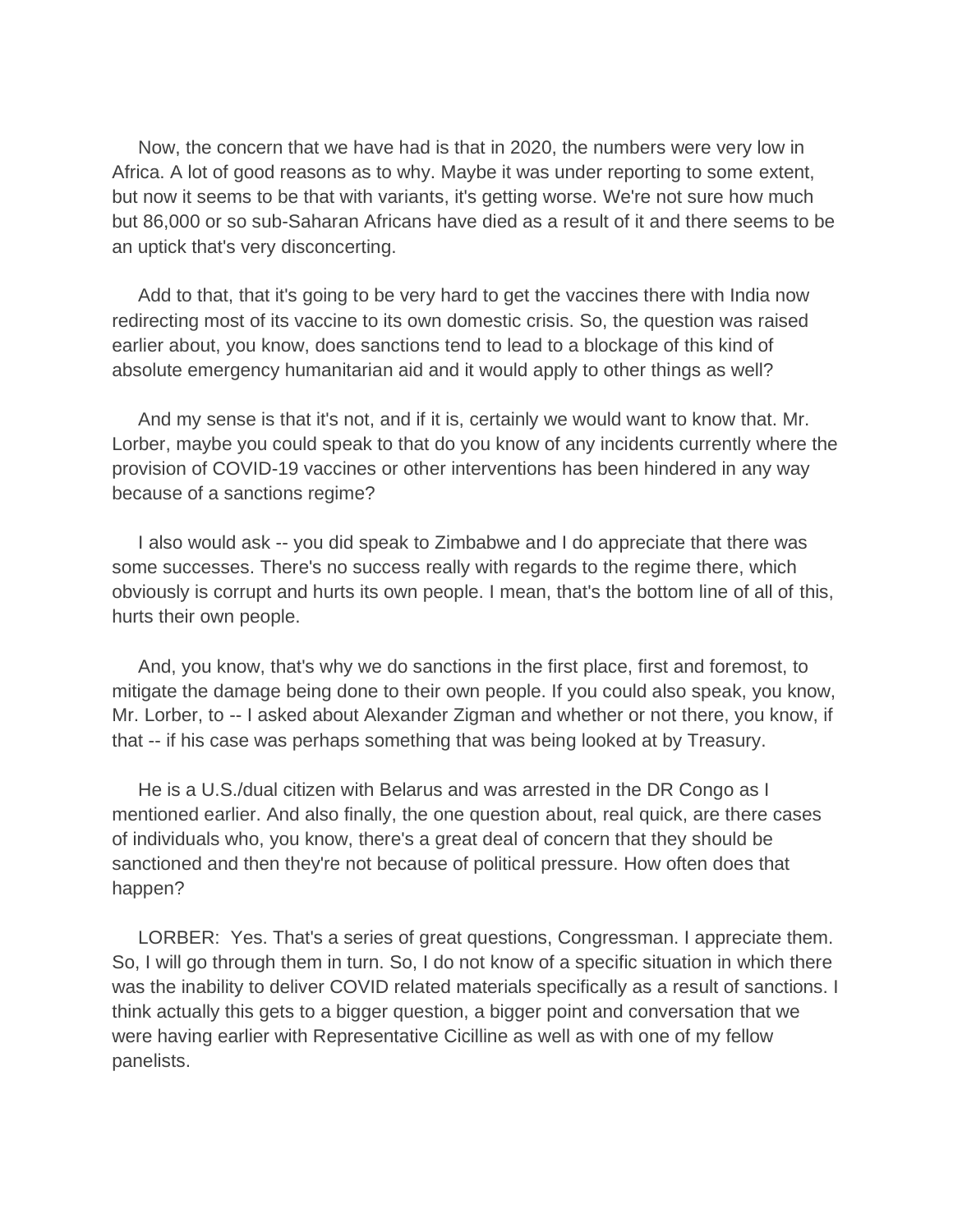Now, the concern that we have had is that in 2020, the numbers were very low in Africa. A lot of good reasons as to why. Maybe it was under reporting to some extent, but now it seems to be that with variants, it's getting worse. We're not sure how much but 86,000 or so sub-Saharan Africans have died as a result of it and there seems to be an uptick that's very disconcerting.

Add to that, that it's going to be very hard to get the vaccines there with India now redirecting most of its vaccine to its own domestic crisis. So, the question was raised earlier about, you know, does sanctions tend to lead to a blockage of this kind of absolute emergency humanitarian aid and it would apply to other things as well?

And my sense is that it's not, and if it is, certainly we would want to know that. Mr. Lorber, maybe you could speak to that do you know of any incidents currently where the provision of COVID-19 vaccines or other interventions has been hindered in any way because of a sanctions regime?

I also would ask -- you did speak to Zimbabwe and I do appreciate that there was some successes. There's no success really with regards to the regime there, which obviously is corrupt and hurts its own people. I mean, that's the bottom line of all of this, hurts their own people.

And, you know, that's why we do sanctions in the first place, first and foremost, to mitigate the damage being done to their own people. If you could also speak, you know, Mr. Lorber, to -- I asked about Alexander Zigman and whether or not there, you know, if that -- if his case was perhaps something that was being looked at by Treasury.

He is a U.S./dual citizen with Belarus and was arrested in the DR Congo as I mentioned earlier. And also finally, the one question about, real quick, are there cases of individuals who, you know, there's a great deal of concern that they should be sanctioned and then they're not because of political pressure. How often does that happen?

LORBER: Yes. That's a series of great questions, Congressman. I appreciate them. So, I will go through them in turn. So, I do not know of a specific situation in which there was the inability to deliver COVID related materials specifically as a result of sanctions. I think actually this gets to a bigger question, a bigger point and conversation that we were having earlier with Representative Cicilline as well as with one of my fellow panelists.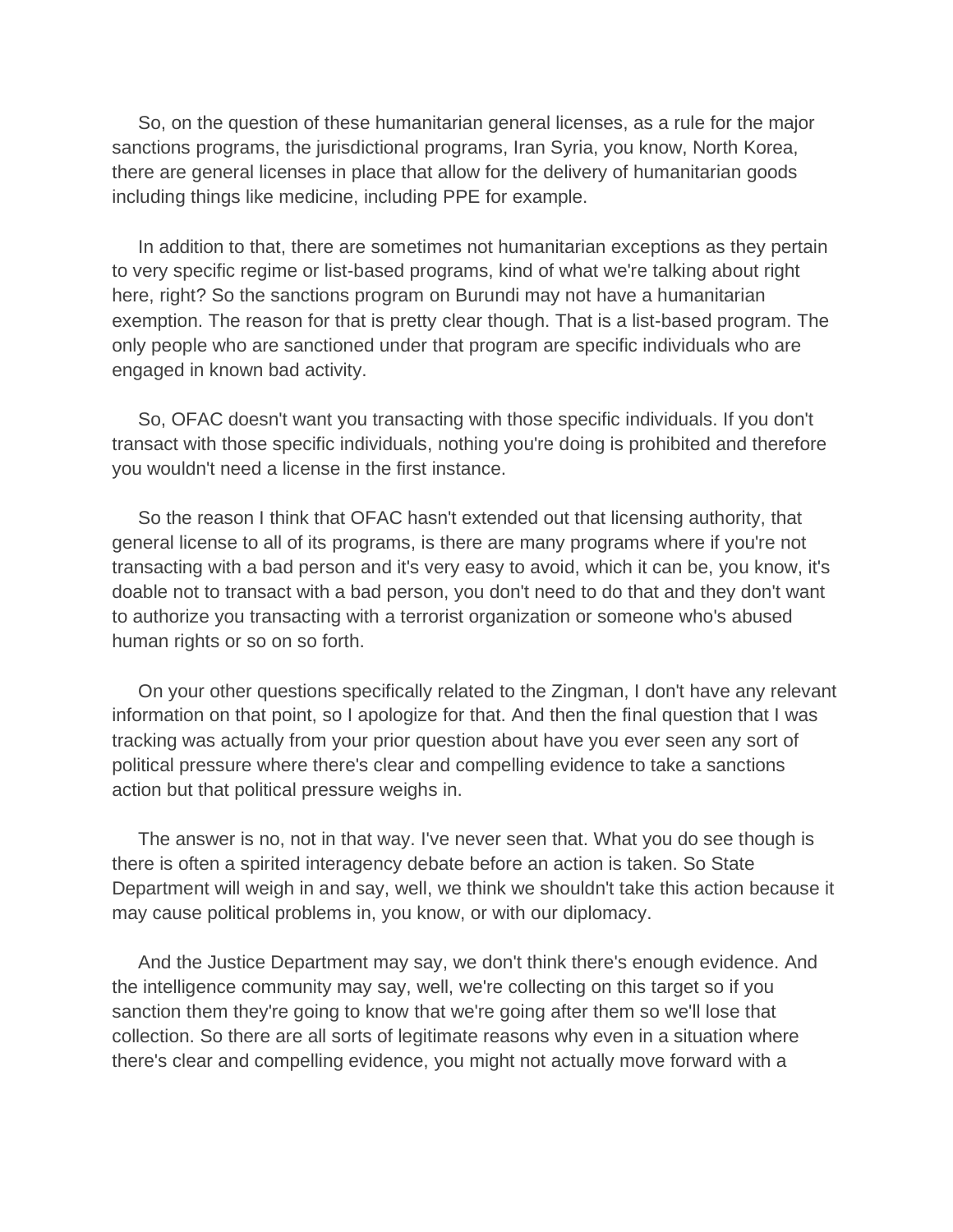So, on the question of these humanitarian general licenses, as a rule for the major sanctions programs, the jurisdictional programs, Iran Syria, you know, North Korea, there are general licenses in place that allow for the delivery of humanitarian goods including things like medicine, including PPE for example.

In addition to that, there are sometimes not humanitarian exceptions as they pertain to very specific regime or list-based programs, kind of what we're talking about right here, right? So the sanctions program on Burundi may not have a humanitarian exemption. The reason for that is pretty clear though. That is a list-based program. The only people who are sanctioned under that program are specific individuals who are engaged in known bad activity.

So, OFAC doesn't want you transacting with those specific individuals. If you don't transact with those specific individuals, nothing you're doing is prohibited and therefore you wouldn't need a license in the first instance.

So the reason I think that OFAC hasn't extended out that licensing authority, that general license to all of its programs, is there are many programs where if you're not transacting with a bad person and it's very easy to avoid, which it can be, you know, it's doable not to transact with a bad person, you don't need to do that and they don't want to authorize you transacting with a terrorist organization or someone who's abused human rights or so on so forth.

On your other questions specifically related to the Zingman, I don't have any relevant information on that point, so I apologize for that. And then the final question that I was tracking was actually from your prior question about have you ever seen any sort of political pressure where there's clear and compelling evidence to take a sanctions action but that political pressure weighs in.

The answer is no, not in that way. I've never seen that. What you do see though is there is often a spirited interagency debate before an action is taken. So State Department will weigh in and say, well, we think we shouldn't take this action because it may cause political problems in, you know, or with our diplomacy.

And the Justice Department may say, we don't think there's enough evidence. And the intelligence community may say, well, we're collecting on this target so if you sanction them they're going to know that we're going after them so we'll lose that collection. So there are all sorts of legitimate reasons why even in a situation where there's clear and compelling evidence, you might not actually move forward with a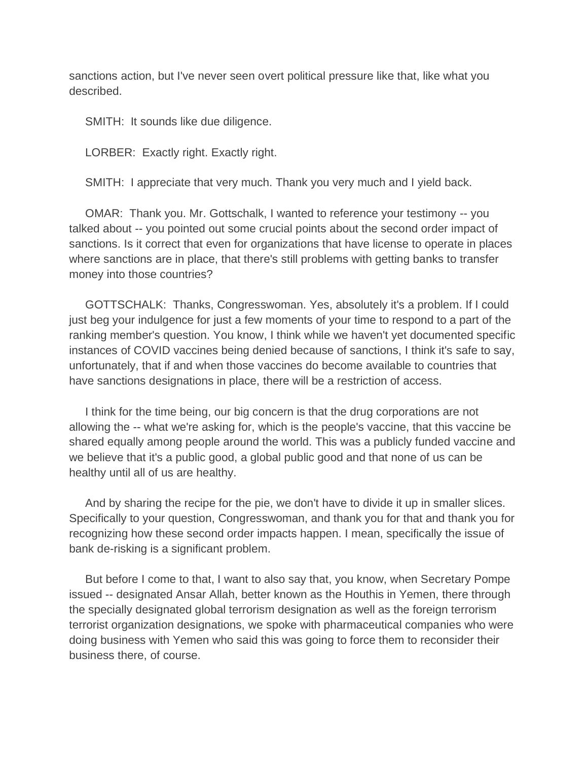sanctions action, but I've never seen overt political pressure like that, like what you described.

SMITH: It sounds like due diligence.

LORBER: Exactly right. Exactly right.

SMITH: I appreciate that very much. Thank you very much and I yield back.

OMAR: Thank you. Mr. Gottschalk, I wanted to reference your testimony -- you talked about -- you pointed out some crucial points about the second order impact of sanctions. Is it correct that even for organizations that have license to operate in places where sanctions are in place, that there's still problems with getting banks to transfer money into those countries?

GOTTSCHALK: Thanks, Congresswoman. Yes, absolutely it's a problem. If I could just beg your indulgence for just a few moments of your time to respond to a part of the ranking member's question. You know, I think while we haven't yet documented specific instances of COVID vaccines being denied because of sanctions, I think it's safe to say, unfortunately, that if and when those vaccines do become available to countries that have sanctions designations in place, there will be a restriction of access.

I think for the time being, our big concern is that the drug corporations are not allowing the -- what we're asking for, which is the people's vaccine, that this vaccine be shared equally among people around the world. This was a publicly funded vaccine and we believe that it's a public good, a global public good and that none of us can be healthy until all of us are healthy.

And by sharing the recipe for the pie, we don't have to divide it up in smaller slices. Specifically to your question, Congresswoman, and thank you for that and thank you for recognizing how these second order impacts happen. I mean, specifically the issue of bank de-risking is a significant problem.

But before I come to that, I want to also say that, you know, when Secretary Pompe issued -- designated Ansar Allah, better known as the Houthis in Yemen, there through the specially designated global terrorism designation as well as the foreign terrorism terrorist organization designations, we spoke with pharmaceutical companies who were doing business with Yemen who said this was going to force them to reconsider their business there, of course.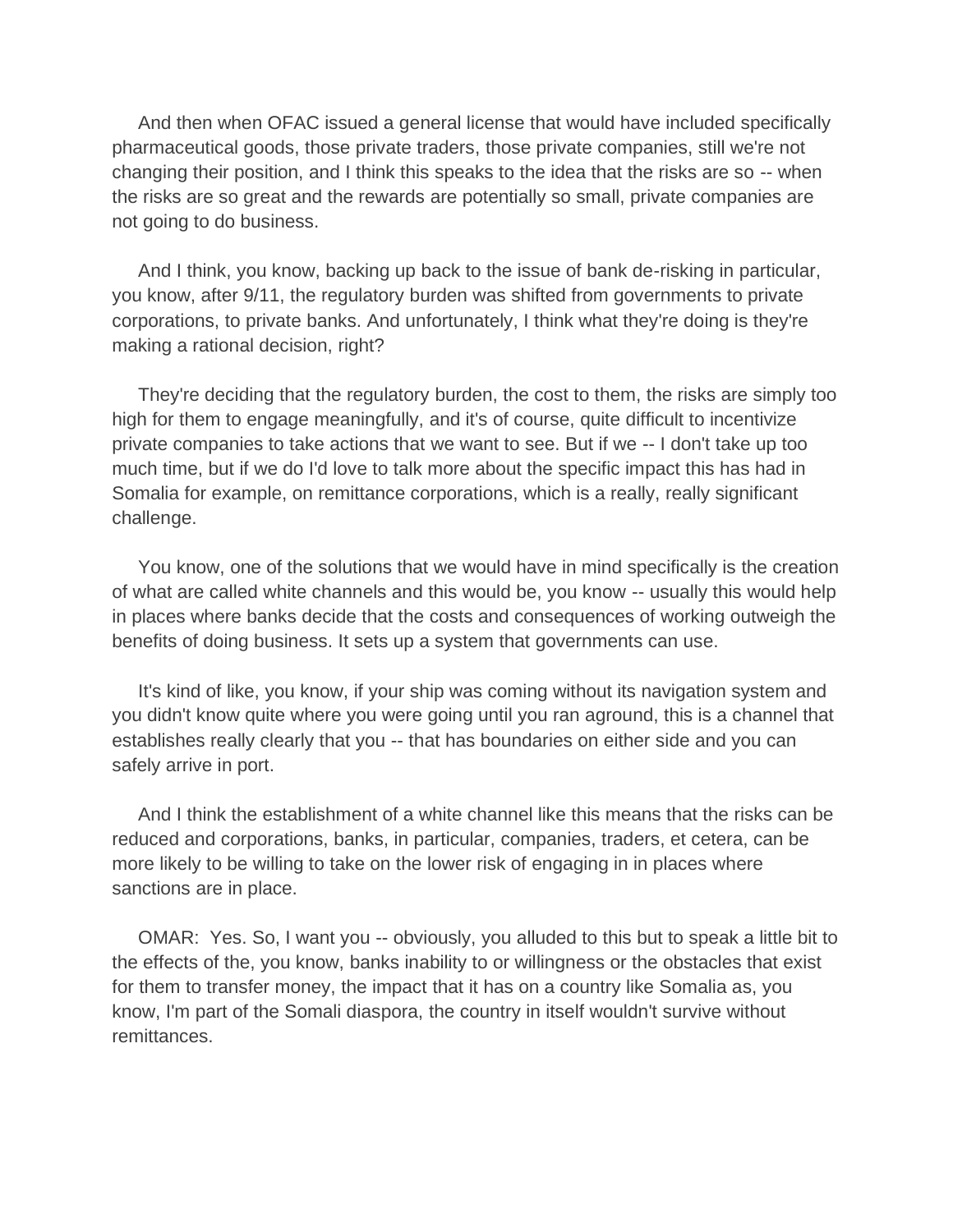And then when OFAC issued a general license that would have included specifically pharmaceutical goods, those private traders, those private companies, still we're not changing their position, and I think this speaks to the idea that the risks are so -- when the risks are so great and the rewards are potentially so small, private companies are not going to do business.

And I think, you know, backing up back to the issue of bank de-risking in particular, you know, after 9/11, the regulatory burden was shifted from governments to private corporations, to private banks. And unfortunately, I think what they're doing is they're making a rational decision, right?

They're deciding that the regulatory burden, the cost to them, the risks are simply too high for them to engage meaningfully, and it's of course, quite difficult to incentivize private companies to take actions that we want to see. But if we -- I don't take up too much time, but if we do I'd love to talk more about the specific impact this has had in Somalia for example, on remittance corporations, which is a really, really significant challenge.

You know, one of the solutions that we would have in mind specifically is the creation of what are called white channels and this would be, you know -- usually this would help in places where banks decide that the costs and consequences of working outweigh the benefits of doing business. It sets up a system that governments can use.

It's kind of like, you know, if your ship was coming without its navigation system and you didn't know quite where you were going until you ran aground, this is a channel that establishes really clearly that you -- that has boundaries on either side and you can safely arrive in port.

And I think the establishment of a white channel like this means that the risks can be reduced and corporations, banks, in particular, companies, traders, et cetera, can be more likely to be willing to take on the lower risk of engaging in in places where sanctions are in place.

OMAR: Yes. So, I want you -- obviously, you alluded to this but to speak a little bit to the effects of the, you know, banks inability to or willingness or the obstacles that exist for them to transfer money, the impact that it has on a country like Somalia as, you know, I'm part of the Somali diaspora, the country in itself wouldn't survive without remittances.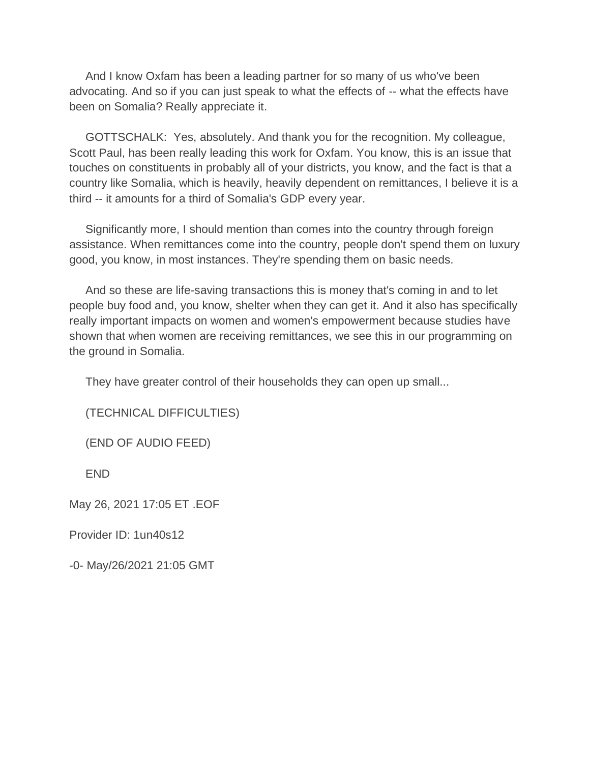And I know Oxfam has been a leading partner for so many of us who've been advocating. And so if you can just speak to what the effects of -- what the effects have been on Somalia? Really appreciate it.

GOTTSCHALK: Yes, absolutely. And thank you for the recognition. My colleague, Scott Paul, has been really leading this work for Oxfam. You know, this is an issue that touches on constituents in probably all of your districts, you know, and the fact is that a country like Somalia, which is heavily, heavily dependent on remittances, I believe it is a third -- it amounts for a third of Somalia's GDP every year.

Significantly more, I should mention than comes into the country through foreign assistance. When remittances come into the country, people don't spend them on luxury good, you know, in most instances. They're spending them on basic needs.

And so these are life-saving transactions this is money that's coming in and to let people buy food and, you know, shelter when they can get it. And it also has specifically really important impacts on women and women's empowerment because studies have shown that when women are receiving remittances, we see this in our programming on the ground in Somalia.

They have greater control of their households they can open up small...

(TECHNICAL DIFFICULTIES)

(END OF AUDIO FEED)

END

May 26, 2021 17:05 ET .EOF

Provider ID: 1un40s12

-0- May/26/2021 21:05 GMT